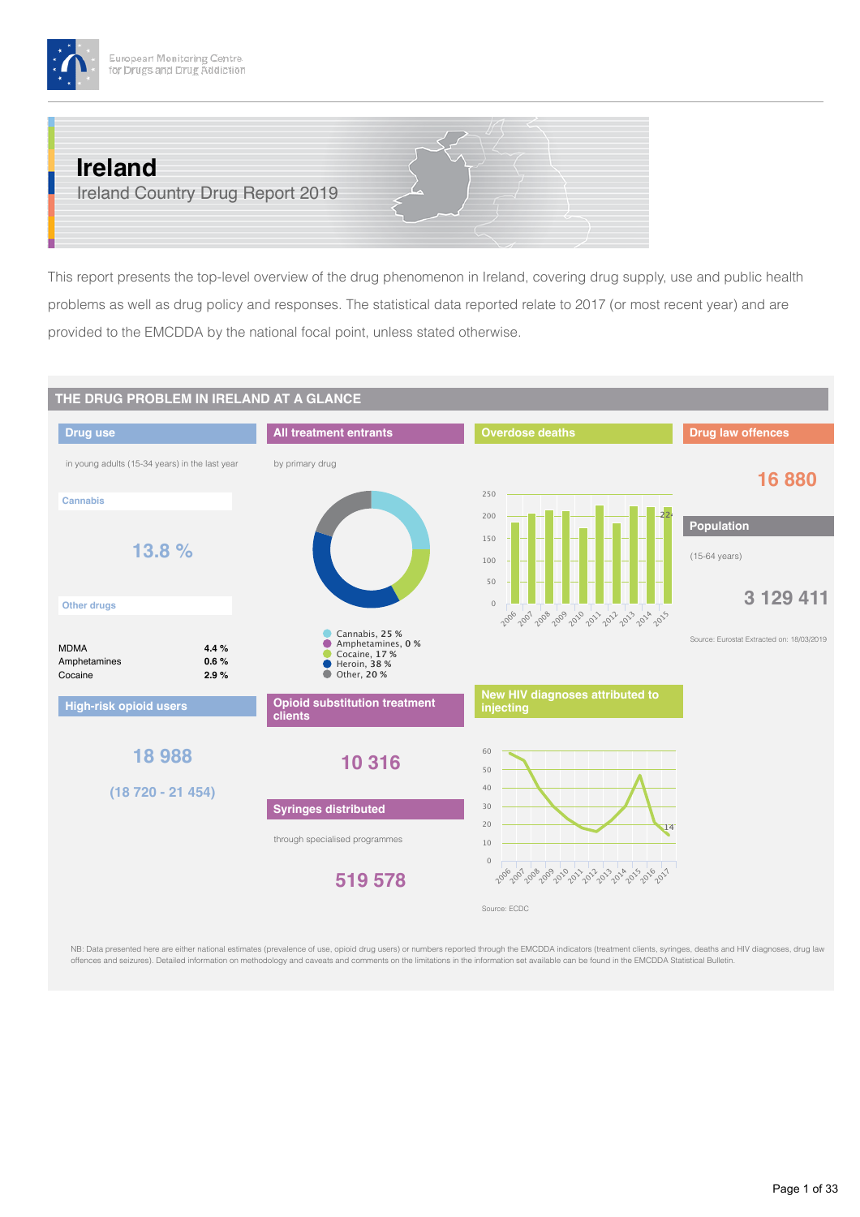# Ireland

## Ireland Country Drug Report 2019

This report presents the top-level overview of the drug phenomenon in Ireland, covering drug supply, use and public health problems as well as drug policy and responses. The statistical data reported relate to 2017 (or most recent year) and are provided to the EMCDDA by the national focal point, unless stated otherwise.

## THE DRUG PROBLEM IN IRELAND AT A GLANCE

### Drug use

in young adults (15-34 years) in the last year

**Cannabis**

13.8 %

**Other drugs**

| | |
|---|---|
| MDMA | 4.4 % |
| Amphetamines | 0.6 % |
| Cocaine | 2.9 % |

### All treatment entrants

by primary drug

- Cannabis, 25 %
- Amphetamines, 0 %
- Cocaine, 17 %
- Heroin, 38 %
- Other, 20 %

### Overdose deaths

| Year | 2006 | 2007 | 2008 | 2009 | 2010 | 2011 | 2012 | 2013 | 2014 | 2015 |
|---|---|---|---|---|---|---|---|---|---|---|
| Deaths | | | | | | | | | | 224 |

### Drug law offences

16 880

### Population

(15-64 years)

3 129 411

Source: Eurostat Extracted on: 18/03/2019

### High-risk opioid users

18 988

(18 720 - 21 454)

### Opioid substitution treatment clients

10 316

### Syringes distributed

through specialised programmes

519 578

### New HIV diagnoses attributed to injecting

| Year | 2006 | 2007 | 2008 | 2009 | 2010 | 2011 | 2012 | 2013 | 2014 | 2015 | 2016 | 2017 |
|---|---|---|---|---|---|---|---|---|---|---|---|---|
| Diagnoses | | | | | | | | | | | | 14 |

Source: ECDC

NB: Data presented here are either national estimates (prevalence of use, opioid drug users) or numbers reported through the EMCDDA indicators (treatment clients, syringes, deaths and HIV diagnoses, drug law offences and seizures). Detailed information on methodology and caveats and comments on the limitations in the information set available can be found in the EMCDDA Statistical Bulletin.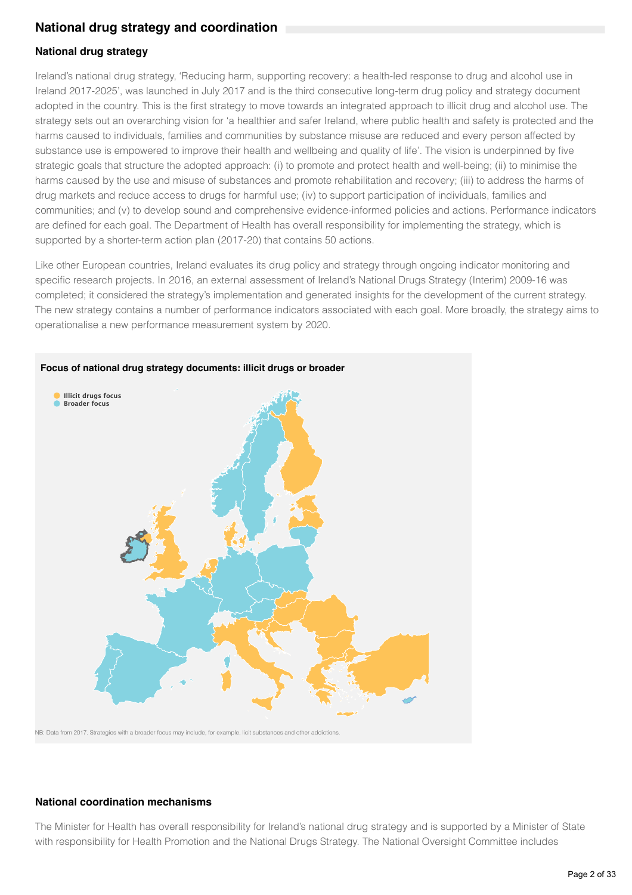## National drug strategy and coordination

### National drug strategy

Ireland's national drug strategy, 'Reducing harm, supporting recovery: a health-led response to drug and alcohol use in Ireland 2017-2025', was launched in July 2017 and is the third consecutive long-term drug policy and strategy document adopted in the country. This is the first strategy to move towards an integrated approach to illicit drug and alcohol use. The strategy sets out an overarching vision for 'a healthier and safer Ireland, where public health and safety is protected and the harms caused to individuals, families and communities by substance misuse are reduced and every person affected by substance use is empowered to improve their health and wellbeing and quality of life'. The vision is underpinned by five strategic goals that structure the adopted approach: (i) to promote and protect health and well-being; (ii) to minimise the harms caused by the use and misuse of substances and promote rehabilitation and recovery; (iii) to address the harms of drug markets and reduce access to drugs for harmful use; (iv) to support participation of individuals, families and communities; and (v) to develop sound and comprehensive evidence-informed policies and actions. Performance indicators are defined for each goal. The Department of Health has overall responsibility for implementing the strategy, which is supported by a shorter-term action plan (2017-20) that contains 50 actions.

Like other European countries, Ireland evaluates its drug policy and strategy through ongoing indicator monitoring and specific research projects. In 2016, an external assessment of Ireland's National Drugs Strategy (Interim) 2009-16 was completed; it considered the strategy's implementation and generated insights for the development of the current strategy. The new strategy contains a number of performance indicators associated with each goal. More broadly, the strategy aims to operationalise a new performance measurement system by 2020.

**Focus of national drug strategy documents: illicit drugs or broader**

- Illicit drugs focus
- Broader focus

NB: Data from 2017. Strategies with a broader focus may include, for example, licit substances and other addictions.

### National coordination mechanisms

The Minister for Health has overall responsibility for Ireland's national drug strategy and is supported by a Minister of State with responsibility for Health Promotion and the National Drugs Strategy. The National Oversight Committee includes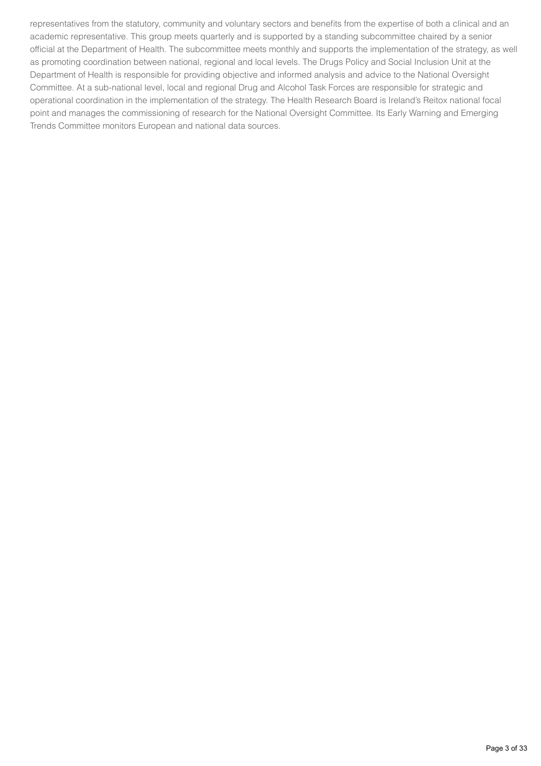representatives from the statutory, community and voluntary sectors and benefits from the expertise of both a clinical and an academic representative. This group meets quarterly and is supported by a standing subcommittee chaired by a senior official at the Department of Health. The subcommittee meets monthly and supports the implementation of the strategy, as well as promoting coordination between national, regional and local levels. The Drugs Policy and Social Inclusion Unit at the Department of Health is responsible for providing objective and informed analysis and advice to the National Oversight Committee. At a sub-national level, local and regional Drug and Alcohol Task Forces are responsible for strategic and operational coordination in the implementation of the strategy. The Health Research Board is Ireland's Reitox national focal point and manages the commissioning of research for the National Oversight Committee. Its Early Warning and Emerging Trends Committee monitors European and national data sources.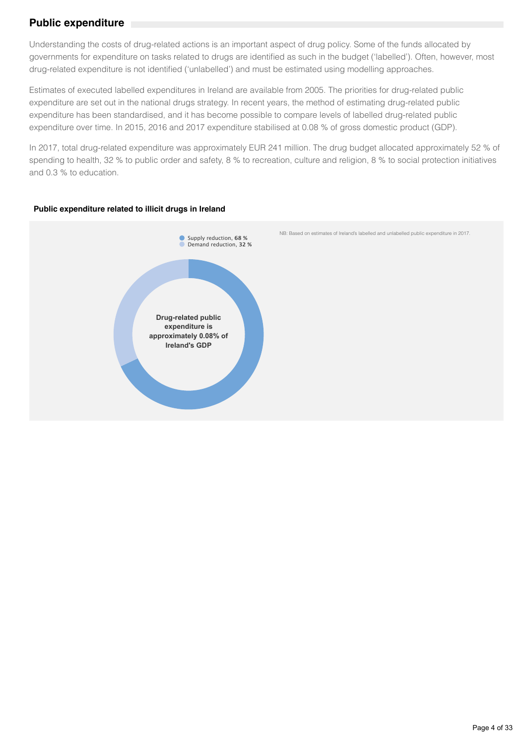## Public expenditure

Understanding the costs of drug-related actions is an important aspect of drug policy. Some of the funds allocated by governments for expenditure on tasks related to drugs are identified as such in the budget ('labelled'). Often, however, most drug-related expenditure is not identified ('unlabelled') and must be estimated using modelling approaches.

Estimates of executed labelled expenditures in Ireland are available from 2005. The priorities for drug-related public expenditure are set out in the national drugs strategy. In recent years, the method of estimating drug-related public expenditure has been standardised, and it has become possible to compare levels of labelled drug-related public expenditure over time. In 2015, 2016 and 2017 expenditure stabilised at 0.08 % of gross domestic product (GDP).

In 2017, total drug-related expenditure was approximately EUR 241 million. The drug budget allocated approximately 52 % of spending to health, 32 % to public order and safety, 8 % to recreation, culture and religion, 8 % to social protection initiatives and 0.3 % to education.

**Public expenditure related to illicit drugs in Ireland**

- Supply reduction, **68 %**
- Demand reduction, **32 %**

**Drug-related public expenditure is approximately 0.08% of Ireland's GDP**

NB: Based on estimates of Ireland's labelled and unlabelled public expenditure in 2017.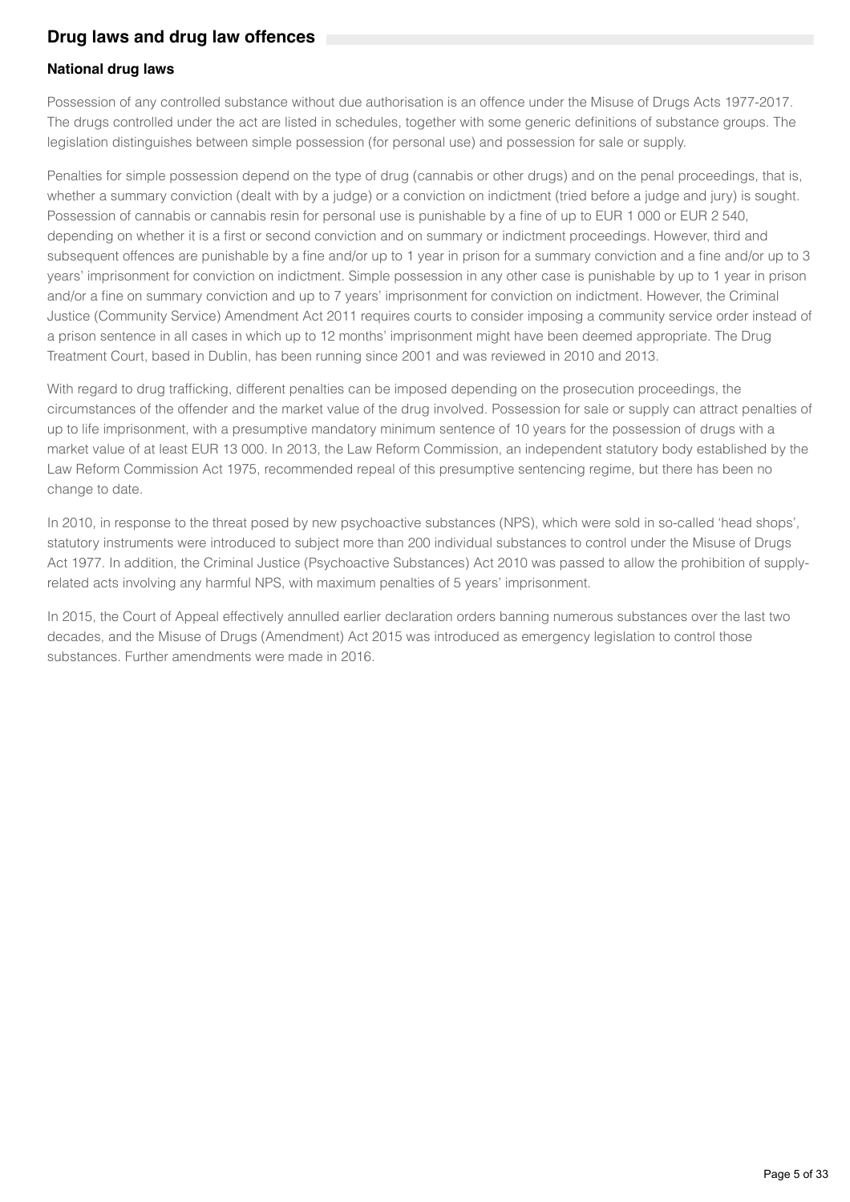## Drug laws and drug law offences

### National drug laws

Possession of any controlled substance without due authorisation is an offence under the Misuse of Drugs Acts 1977-2017. The drugs controlled under the act are listed in schedules, together with some generic definitions of substance groups. The legislation distinguishes between simple possession (for personal use) and possession for sale or supply.

Penalties for simple possession depend on the type of drug (cannabis or other drugs) and on the penal proceedings, that is, whether a summary conviction (dealt with by a judge) or a conviction on indictment (tried before a judge and jury) is sought. Possession of cannabis or cannabis resin for personal use is punishable by a fine of up to EUR 1 000 or EUR 2 540, depending on whether it is a first or second conviction and on summary or indictment proceedings. However, third and subsequent offences are punishable by a fine and/or up to 1 year in prison for a summary conviction and a fine and/or up to 3 years' imprisonment for conviction on indictment. Simple possession in any other case is punishable by up to 1 year in prison and/or a fine on summary conviction and up to 7 years' imprisonment for conviction on indictment. However, the Criminal Justice (Community Service) Amendment Act 2011 requires courts to consider imposing a community service order instead of a prison sentence in all cases in which up to 12 months' imprisonment might have been deemed appropriate. The Drug Treatment Court, based in Dublin, has been running since 2001 and was reviewed in 2010 and 2013.

With regard to drug trafficking, different penalties can be imposed depending on the prosecution proceedings, the circumstances of the offender and the market value of the drug involved. Possession for sale or supply can attract penalties of up to life imprisonment, with a presumptive mandatory minimum sentence of 10 years for the possession of drugs with a market value of at least EUR 13 000. In 2013, the Law Reform Commission, an independent statutory body established by the Law Reform Commission Act 1975, recommended repeal of this presumptive sentencing regime, but there has been no change to date.

In 2010, in response to the threat posed by new psychoactive substances (NPS), which were sold in so-called 'head shops', statutory instruments were introduced to subject more than 200 individual substances to control under the Misuse of Drugs Act 1977. In addition, the Criminal Justice (Psychoactive Substances) Act 2010 was passed to allow the prohibition of supply-related acts involving any harmful NPS, with maximum penalties of 5 years' imprisonment.

In 2015, the Court of Appeal effectively annulled earlier declaration orders banning numerous substances over the last two decades, and the Misuse of Drugs (Amendment) Act 2015 was introduced as emergency legislation to control those substances. Further amendments were made in 2016.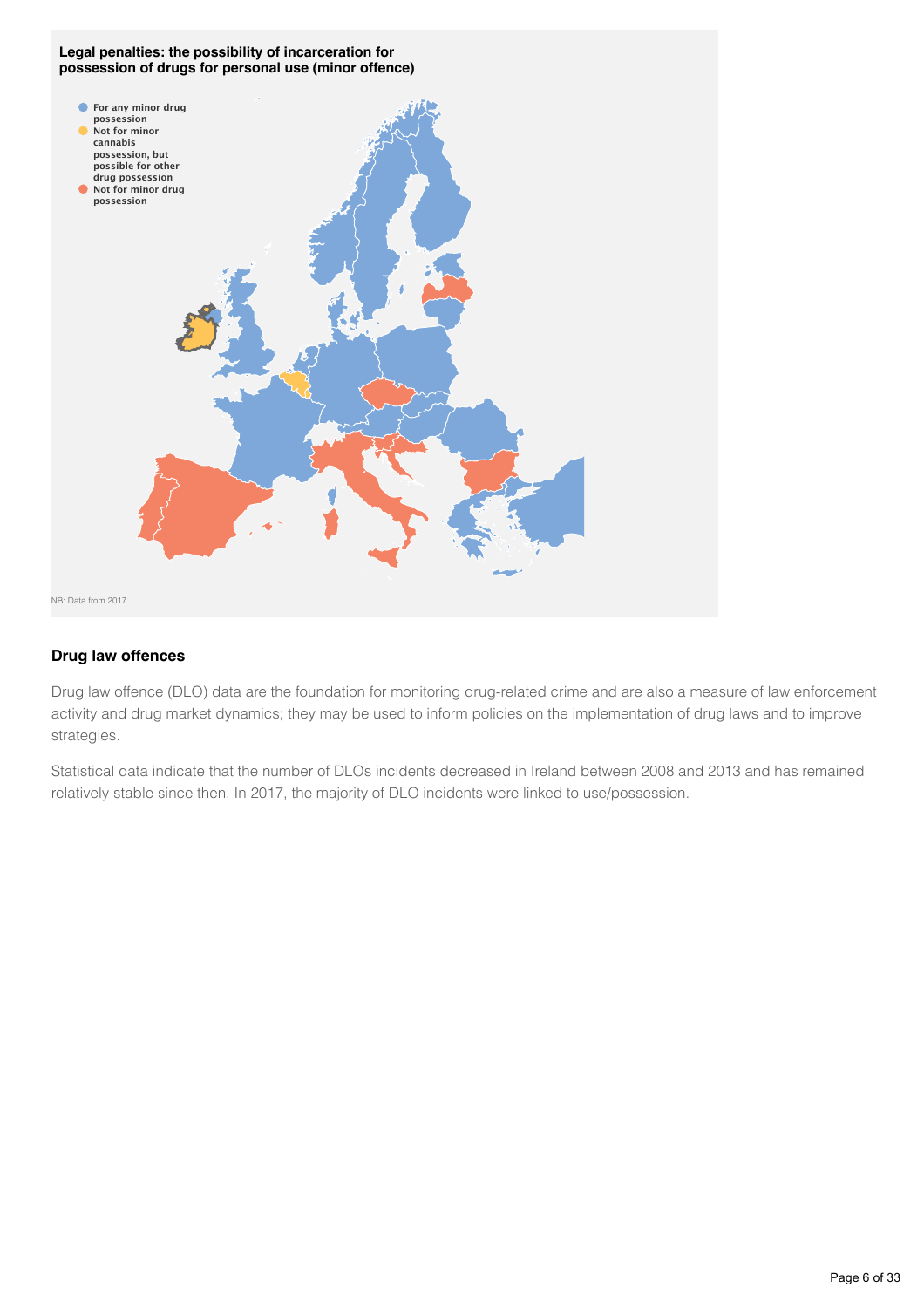**Legal penalties: the possibility of incarceration for possession of drugs for personal use (minor offence)**

- For any minor drug possession
- Not for minor cannabis possession, but possible for other drug possession
- Not for minor drug possession

NB: Data from 2017.

## Drug law offences

Drug law offence (DLO) data are the foundation for monitoring drug-related crime and are also a measure of law enforcement activity and drug market dynamics; they may be used to inform policies on the implementation of drug laws and to improve strategies.

Statistical data indicate that the number of DLOs incidents decreased in Ireland between 2008 and 2013 and has remained relatively stable since then. In 2017, the majority of DLO incidents were linked to use/possession.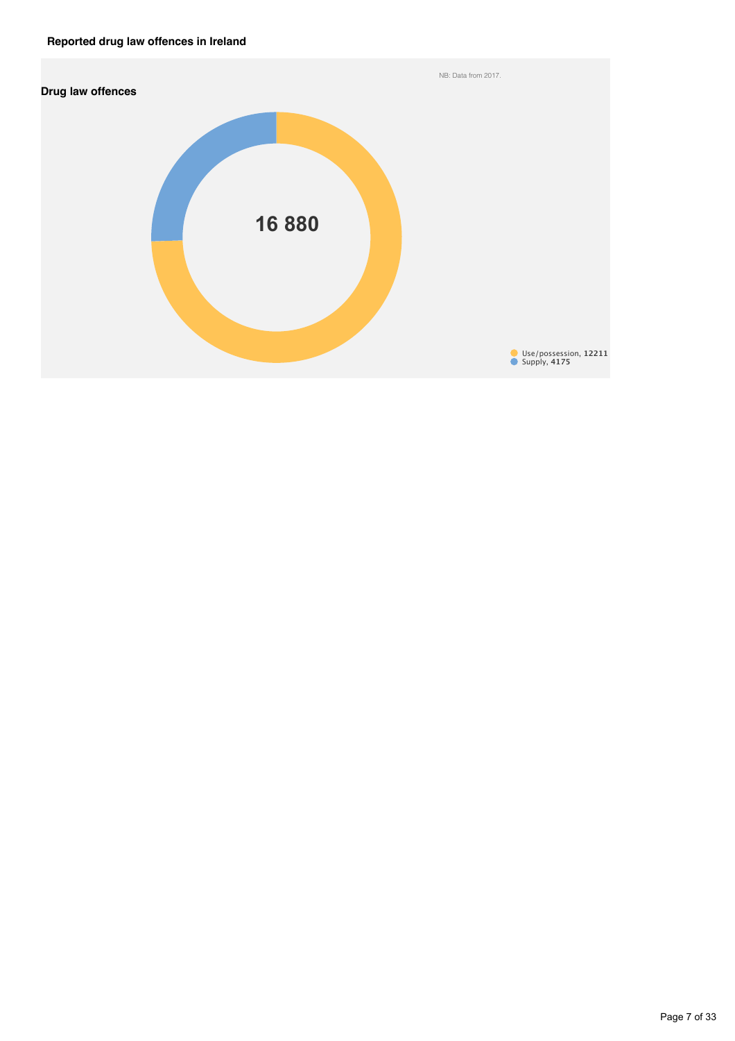**Reported drug law offences in Ireland**

NB: Data from 2017.

**Drug law offences**

16 880

- Use/possession, **12211**
- Supply, **4175**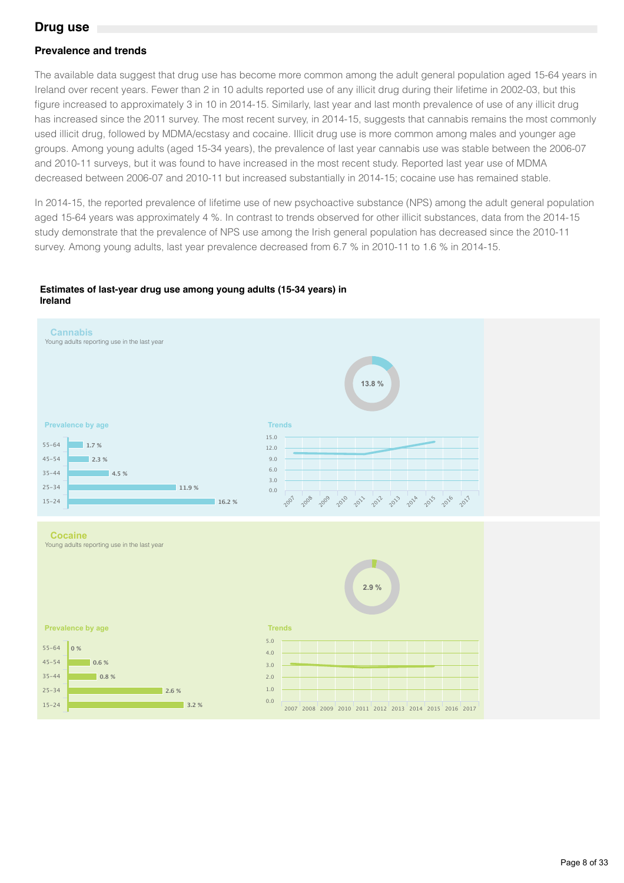## Drug use

### Prevalence and trends

The available data suggest that drug use has become more common among the adult general population aged 15-64 years in Ireland over recent years. Fewer than 2 in 10 adults reported use of any illicit drug during their lifetime in 2002-03, but this figure increased to approximately 3 in 10 in 2014-15. Similarly, last year and last month prevalence of use of any illicit drug has increased since the 2011 survey. The most recent survey, in 2014-15, suggests that cannabis remains the most commonly used illicit drug, followed by MDMA/ecstasy and cocaine. Illicit drug use is more common among males and younger age groups. Among young adults (aged 15-34 years), the prevalence of last year cannabis use was stable between the 2006-07 and 2010-11 surveys, but it was found to have increased in the most recent study. Reported last year use of MDMA decreased between 2006-07 and 2010-11 but increased substantially in 2014-15; cocaine use has remained stable.

In 2014-15, the reported prevalence of lifetime use of new psychoactive substance (NPS) among the adult general population aged 15-64 years was approximately 4 %. In contrast to trends observed for other illicit substances, data from the 2014-15 study demonstrate that the prevalence of NPS use among the Irish general population has decreased since the 2010-11 survey. Among young adults, last year prevalence decreased from 6.7 % in 2010-11 to 1.6 % in 2014-15.

**Estimates of last-year drug use among young adults (15-34 years) in Ireland**

**Cannabis**
Young adults reporting use in the last year

13.8 %

Prevalence by age

| Age | Prevalence |
|---|---|
| 55-64 | 1.7 % |
| 45-54 | 2.3 % |
| 35-44 | 4.5 % |
| 25-34 | 11.9 % |
| 15-24 | 16.2 % |

Trends

**Cocaine**
Young adults reporting use in the last year

2.9 %

Prevalence by age

| Age | Prevalence |
|---|---|
| 55-64 | 0 % |
| 45-54 | 0.6 % |
| 35-44 | 0.8 % |
| 25-34 | 2.6 % |
| 15-24 | 3.2 % |

Trends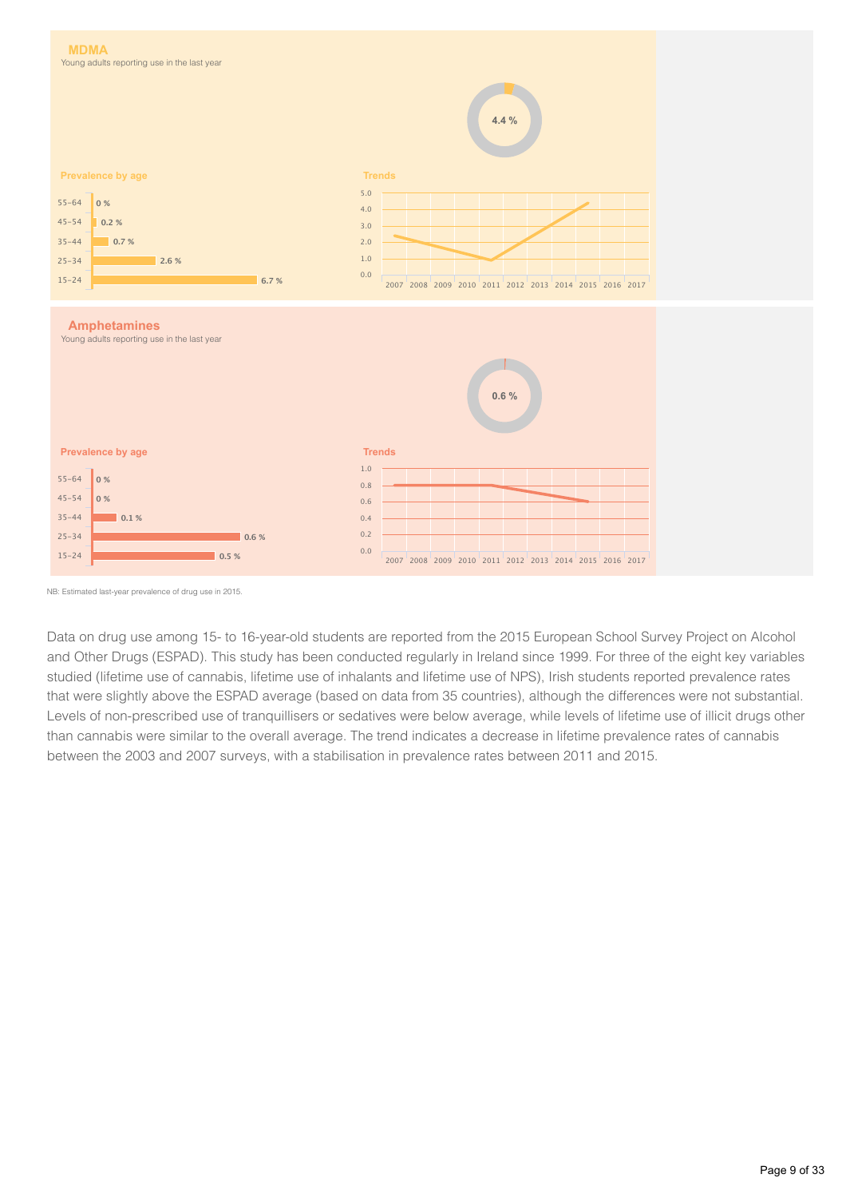## MDMA

Young adults reporting use in the last year

4.4 %

**Prevalence by age**

| Age | Prevalence |
| --- | --- |
| 55–64 | 0 % |
| 45–54 | 0.2 % |
| 35–44 | 0.7 % |
| 25–34 | 2.6 % |
| 15–24 | 6.7 % |

**Trends**

## Amphetamines

Young adults reporting use in the last year

0.6 %

**Prevalence by age**

| Age | Prevalence |
| --- | --- |
| 55–64 | 0 % |
| 45–54 | 0 % |
| 35–44 | 0.1 % |
| 25–34 | 0.6 % |
| 15–24 | 0.5 % |

**Trends**

NB: Estimated last-year prevalence of drug use in 2015.

Data on drug use among 15- to 16-year-old students are reported from the 2015 European School Survey Project on Alcohol and Other Drugs (ESPAD). This study has been conducted regularly in Ireland since 1999. For three of the eight key variables studied (lifetime use of cannabis, lifetime use of inhalants and lifetime use of NPS), Irish students reported prevalence rates that were slightly above the ESPAD average (based on data from 35 countries), although the differences were not substantial. Levels of non-prescribed use of tranquillisers or sedatives were below average, while levels of lifetime use of illicit drugs other than cannabis were similar to the overall average. The trend indicates a decrease in lifetime prevalence rates of cannabis between the 2003 and 2007 surveys, with a stabilisation in prevalence rates between 2011 and 2015.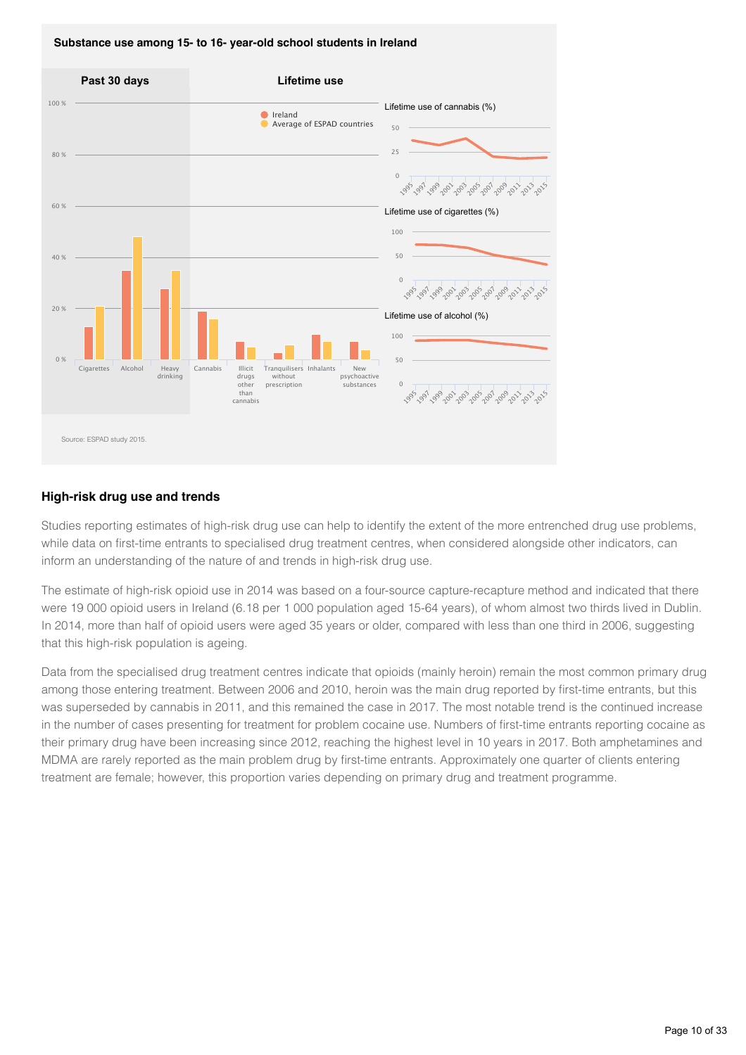**Substance use among 15- to 16- year-old school students in Ireland**

Past 30 days | Lifetime use

Ireland | Average of ESPAD countries

Cigarettes, Alcohol, Heavy drinking, Cannabis, Illicit drugs other than cannabis, Tranquilisers without prescription, Inhalants, New psychoactive substances

Lifetime use of cannabis (%)

Lifetime use of cigarettes (%)

Lifetime use of alcohol (%)

Source: ESPAD study 2015.

## High-risk drug use and trends

Studies reporting estimates of high-risk drug use can help to identify the extent of the more entrenched drug use problems, while data on first-time entrants to specialised drug treatment centres, when considered alongside other indicators, can inform an understanding of the nature of and trends in high-risk drug use.

The estimate of high-risk opioid use in 2014 was based on a four-source capture-recapture method and indicated that there were 19 000 opioid users in Ireland (6.18 per 1 000 population aged 15-64 years), of whom almost two thirds lived in Dublin. In 2014, more than half of opioid users were aged 35 years or older, compared with less than one third in 2006, suggesting that this high-risk population is ageing.

Data from the specialised drug treatment centres indicate that opioids (mainly heroin) remain the most common primary drug among those entering treatment. Between 2006 and 2010, heroin was the main drug reported by first-time entrants, but this was superseded by cannabis in 2011, and this remained the case in 2017. The most notable trend is the continued increase in the number of cases presenting for treatment for problem cocaine use. Numbers of first-time entrants reporting cocaine as their primary drug have been increasing since 2012, reaching the highest level in 10 years in 2017. Both amphetamines and MDMA are rarely reported as the main problem drug by first-time entrants. Approximately one quarter of clients entering treatment are female; however, this proportion varies depending on primary drug and treatment programme.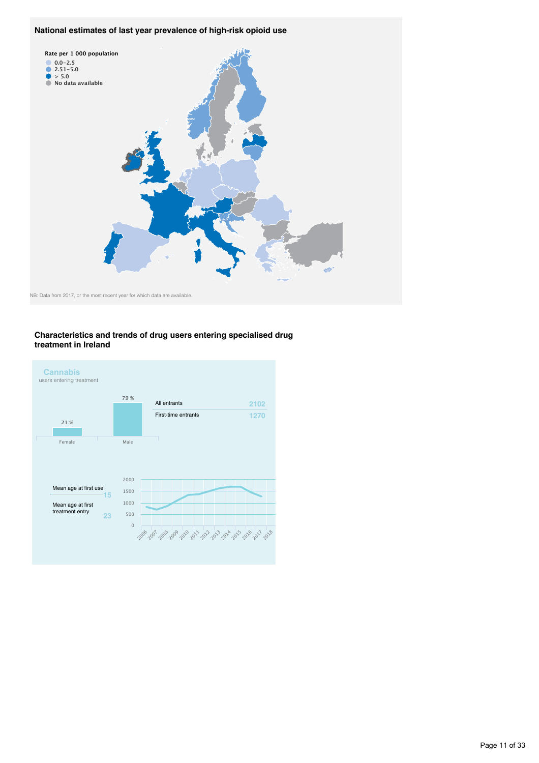### National estimates of last year prevalence of high-risk opioid use

Rate per 1 000 population
- 0.0–2.5
- 2.51–5.0
- > 5.0
- No data available

NB: Data from 2017, or the most recent year for which data are available.

### Characteristics and trends of drug users entering specialised drug treatment in Ireland

**Cannabis**
users entering treatment

| Female | Male |
|---|---|
| 21 % | 79 % |

| | |
|---|---|
| All entrants | 2102 |
| First-time entrants | 1270 |

| | |
|---|---|
| Mean age at first use | 15 |
| Mean age at first treatment entry | 23 |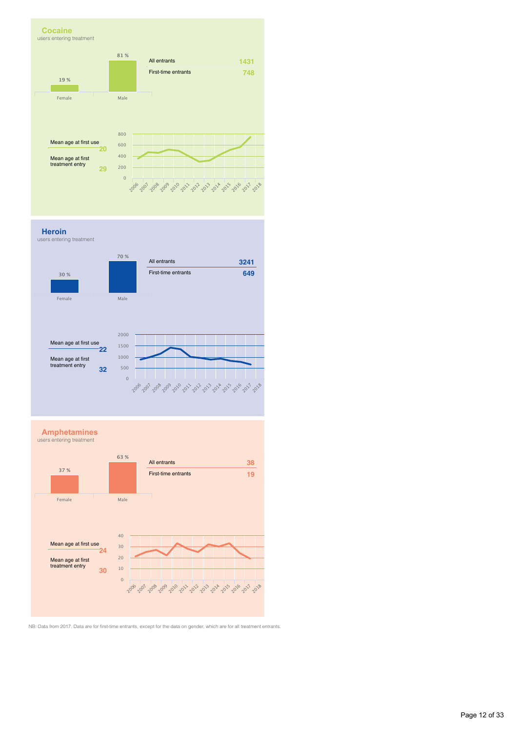## Cocaine

users entering treatment

| | |
|---|---|
| Female | 19 % |
| Male | 81 % |

| | |
|---|---|
| All entrants | 1431 |
| First-time entrants | 748 |

Mean age at first use **20**

Mean age at first treatment entry **29**

## Heroin

users entering treatment

| | |
|---|---|
| Female | 30 % |
| Male | 70 % |

| | |
|---|---|
| All entrants | 3241 |
| First-time entrants | 649 |

Mean age at first use **22**

Mean age at first treatment entry **32**

## Amphetamines

users entering treatment

| | |
|---|---|
| Female | 37 % |
| Male | 63 % |

| | |
|---|---|
| All entrants | 38 |
| First-time entrants | 19 |

Mean age at first use **24**

Mean age at first treatment entry **30**

NB: Data from 2017. Data are for first-time entrants, except for the data on gender, which are for all treatment entrants.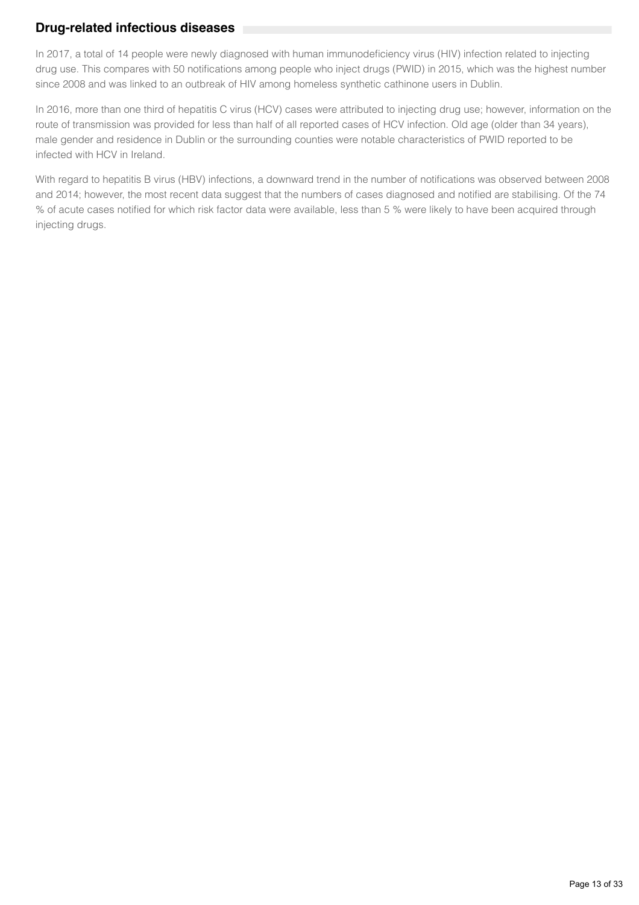## Drug-related infectious diseases

In 2017, a total of 14 people were newly diagnosed with human immunodeficiency virus (HIV) infection related to injecting drug use. This compares with 50 notifications among people who inject drugs (PWID) in 2015, which was the highest number since 2008 and was linked to an outbreak of HIV among homeless synthetic cathinone users in Dublin.

In 2016, more than one third of hepatitis C virus (HCV) cases were attributed to injecting drug use; however, information on the route of transmission was provided for less than half of all reported cases of HCV infection. Old age (older than 34 years), male gender and residence in Dublin or the surrounding counties were notable characteristics of PWID reported to be infected with HCV in Ireland.

With regard to hepatitis B virus (HBV) infections, a downward trend in the number of notifications was observed between 2008 and 2014; however, the most recent data suggest that the numbers of cases diagnosed and notified are stabilising. Of the 74 % of acute cases notified for which risk factor data were available, less than 5 % were likely to have been acquired through injecting drugs.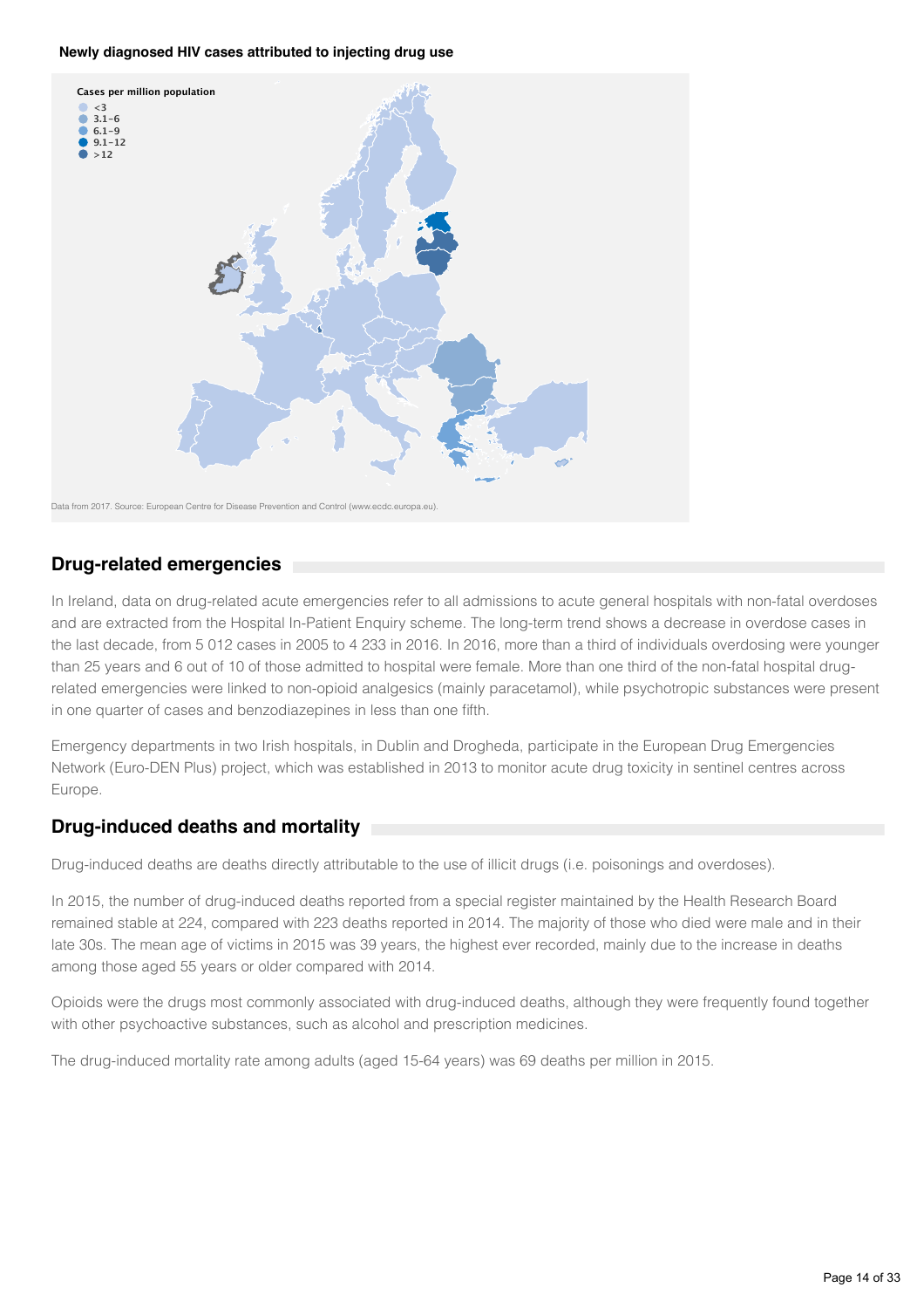**Newly diagnosed HIV cases attributed to injecting drug use**

Cases per million population

- <3
- 3.1–6
- 6.1–9
- 9.1–12
- >12

Data from 2017. Source: European Centre for Disease Prevention and Control (www.ecdc.europa.eu).

## Drug-related emergencies

In Ireland, data on drug-related acute emergencies refer to all admissions to acute general hospitals with non-fatal overdoses and are extracted from the Hospital In-Patient Enquiry scheme. The long-term trend shows a decrease in overdose cases in the last decade, from 5 012 cases in 2005 to 4 233 in 2016. In 2016, more than a third of individuals overdosing were younger than 25 years and 6 out of 10 of those admitted to hospital were female. More than one third of the non-fatal hospital drug-related emergencies were linked to non-opioid analgesics (mainly paracetamol), while psychotropic substances were present in one quarter of cases and benzodiazepines in less than one fifth.

Emergency departments in two Irish hospitals, in Dublin and Drogheda, participate in the European Drug Emergencies Network (Euro-DEN Plus) project, which was established in 2013 to monitor acute drug toxicity in sentinel centres across Europe.

## Drug-induced deaths and mortality

Drug-induced deaths are deaths directly attributable to the use of illicit drugs (i.e. poisonings and overdoses).

In 2015, the number of drug-induced deaths reported from a special register maintained by the Health Research Board remained stable at 224, compared with 223 deaths reported in 2014. The majority of those who died were male and in their late 30s. The mean age of victims in 2015 was 39 years, the highest ever recorded, mainly due to the increase in deaths among those aged 55 years or older compared with 2014.

Opioids were the drugs most commonly associated with drug-induced deaths, although they were frequently found together with other psychoactive substances, such as alcohol and prescription medicines.

The drug-induced mortality rate among adults (aged 15-64 years) was 69 deaths per million in 2015.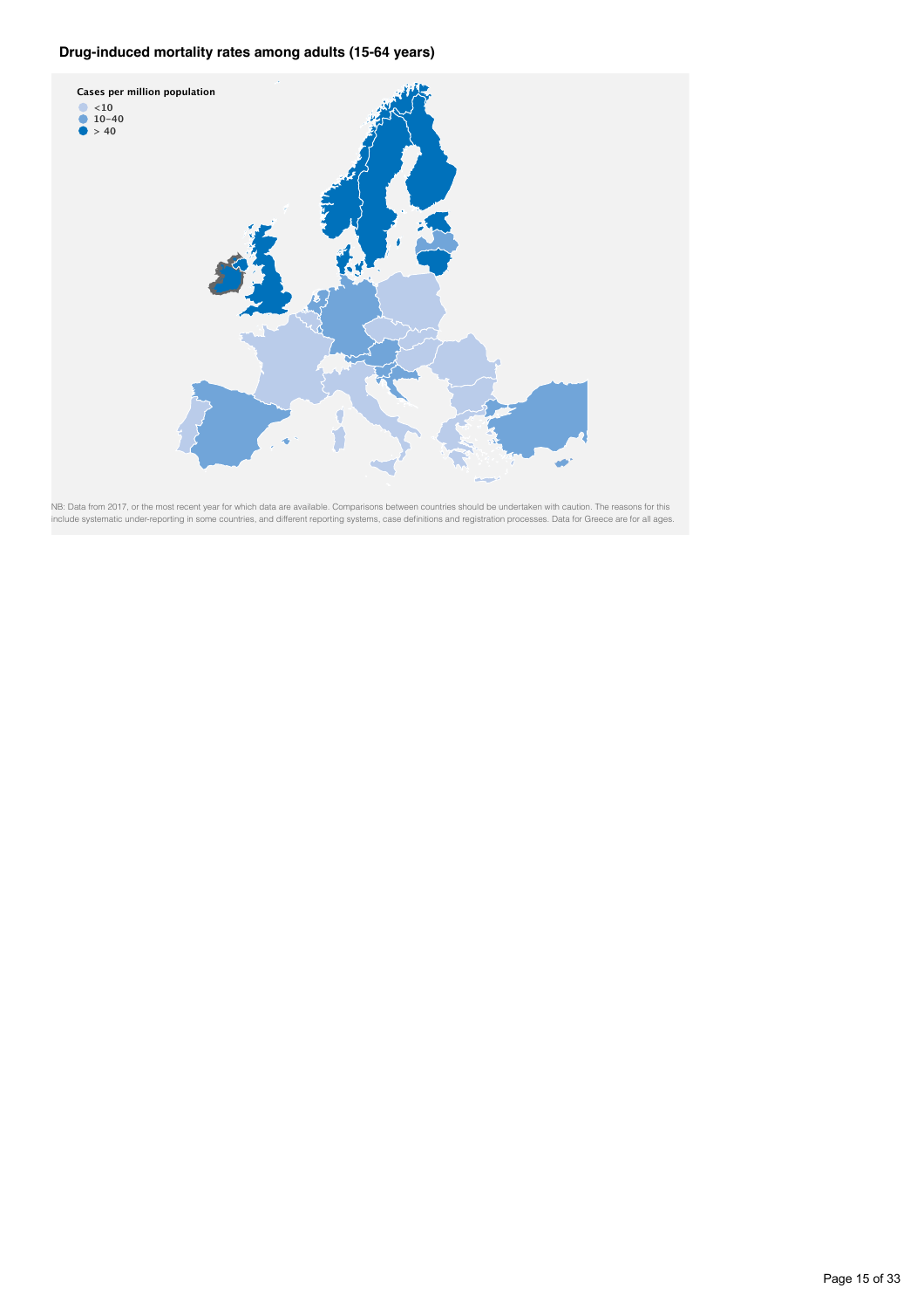**Drug-induced mortality rates among adults (15-64 years)**

Cases per million population

- <10
- 10–40
- > 40

NB: Data from 2017, or the most recent year for which data are available. Comparisons between countries should be undertaken with caution. The reasons for this include systematic under-reporting in some countries, and different reporting systems, case definitions and registration processes. Data for Greece are for all ages.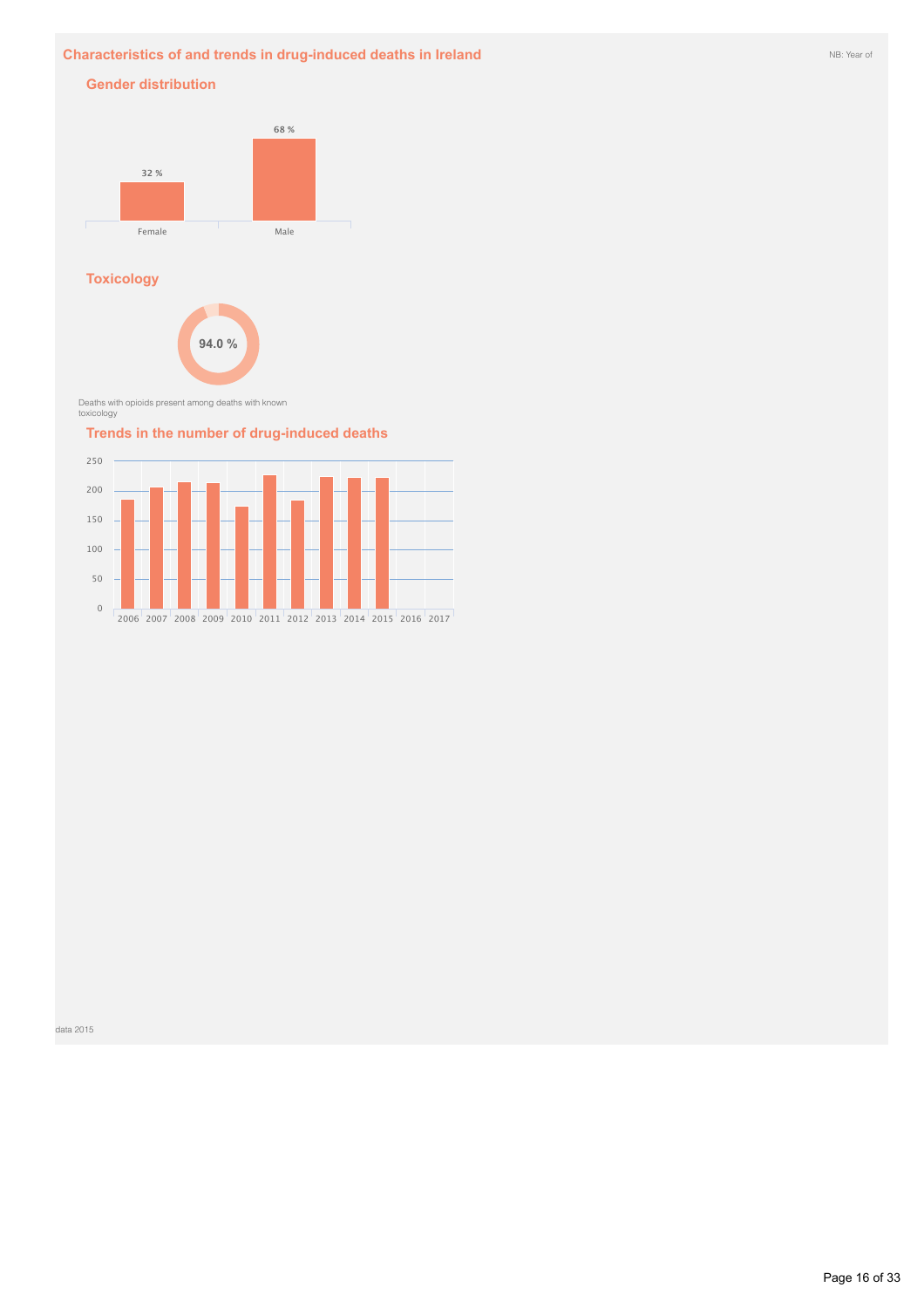## Characteristics of and trends in drug-induced deaths in Ireland

NB: Year of data 2015

### Gender distribution

| Female | Male |
|---|---|
| 32 % | 68 % |

### Toxicology

94.0 %

Deaths with opioids present among deaths with known toxicology

### Trends in the number of drug-induced deaths

2006 2007 2008 2009 2010 2011 2012 2013 2014 2015 2016 2017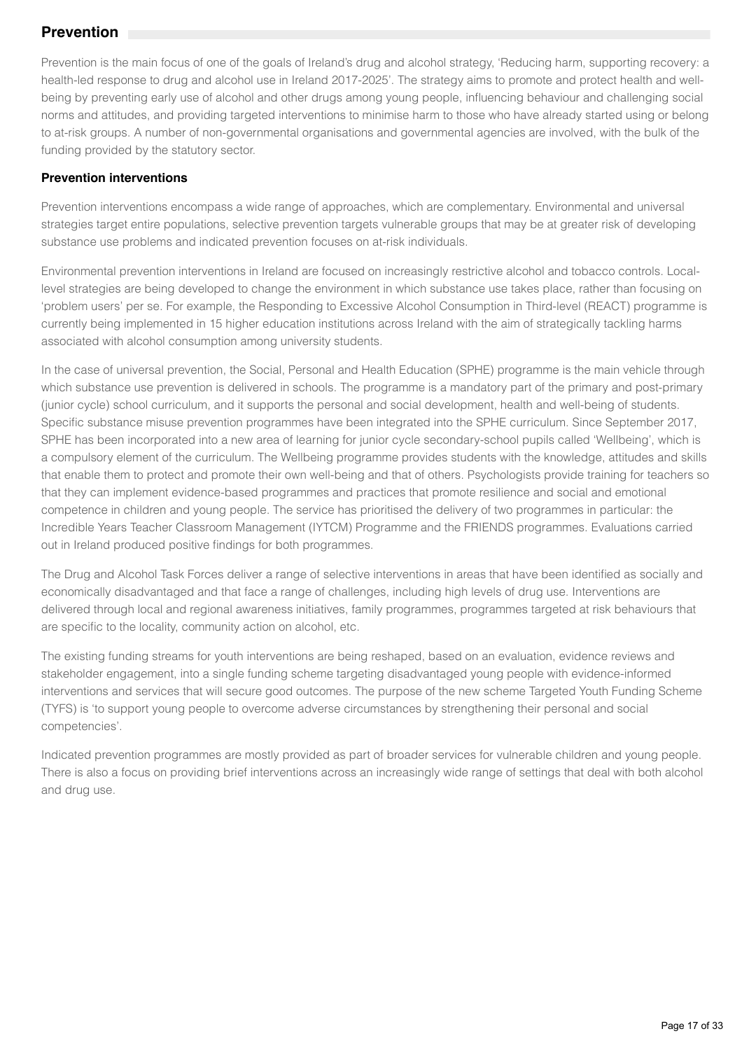## Prevention

Prevention is the main focus of one of the goals of Ireland's drug and alcohol strategy, 'Reducing harm, supporting recovery: a health-led response to drug and alcohol use in Ireland 2017-2025'. The strategy aims to promote and protect health and well-being by preventing early use of alcohol and other drugs among young people, influencing behaviour and challenging social norms and attitudes, and providing targeted interventions to minimise harm to those who have already started using or belong to at-risk groups. A number of non-governmental organisations and governmental agencies are involved, with the bulk of the funding provided by the statutory sector.

### Prevention interventions

Prevention interventions encompass a wide range of approaches, which are complementary. Environmental and universal strategies target entire populations, selective prevention targets vulnerable groups that may be at greater risk of developing substance use problems and indicated prevention focuses on at-risk individuals.

Environmental prevention interventions in Ireland are focused on increasingly restrictive alcohol and tobacco controls. Local-level strategies are being developed to change the environment in which substance use takes place, rather than focusing on 'problem users' per se. For example, the Responding to Excessive Alcohol Consumption in Third-level (REACT) programme is currently being implemented in 15 higher education institutions across Ireland with the aim of strategically tackling harms associated with alcohol consumption among university students.

In the case of universal prevention, the Social, Personal and Health Education (SPHE) programme is the main vehicle through which substance use prevention is delivered in schools. The programme is a mandatory part of the primary and post-primary (junior cycle) school curriculum, and it supports the personal and social development, health and well-being of students. Specific substance misuse prevention programmes have been integrated into the SPHE curriculum. Since September 2017, SPHE has been incorporated into a new area of learning for junior cycle secondary-school pupils called 'Wellbeing', which is a compulsory element of the curriculum. The Wellbeing programme provides students with the knowledge, attitudes and skills that enable them to protect and promote their own well-being and that of others. Psychologists provide training for teachers so that they can implement evidence-based programmes and practices that promote resilience and social and emotional competence in children and young people. The service has prioritised the delivery of two programmes in particular: the Incredible Years Teacher Classroom Management (IYTCM) Programme and the FRIENDS programmes. Evaluations carried out in Ireland produced positive findings for both programmes.

The Drug and Alcohol Task Forces deliver a range of selective interventions in areas that have been identified as socially and economically disadvantaged and that face a range of challenges, including high levels of drug use. Interventions are delivered through local and regional awareness initiatives, family programmes, programmes targeted at risk behaviours that are specific to the locality, community action on alcohol, etc.

The existing funding streams for youth interventions are being reshaped, based on an evaluation, evidence reviews and stakeholder engagement, into a single funding scheme targeting disadvantaged young people with evidence-informed interventions and services that will secure good outcomes. The purpose of the new scheme Targeted Youth Funding Scheme (TYFS) is 'to support young people to overcome adverse circumstances by strengthening their personal and social competencies'.

Indicated prevention programmes are mostly provided as part of broader services for vulnerable children and young people. There is also a focus on providing brief interventions across an increasingly wide range of settings that deal with both alcohol and drug use.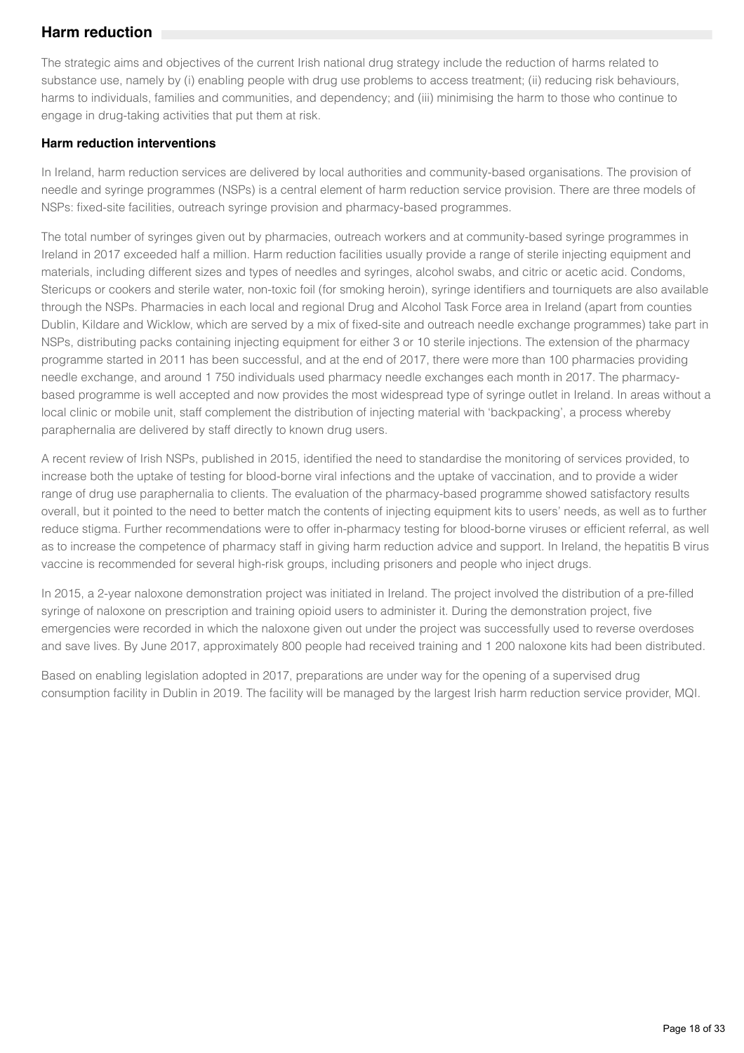## Harm reduction

The strategic aims and objectives of the current Irish national drug strategy include the reduction of harms related to substance use, namely by (i) enabling people with drug use problems to access treatment; (ii) reducing risk behaviours, harms to individuals, families and communities, and dependency; and (iii) minimising the harm to those who continue to engage in drug-taking activities that put them at risk.

### Harm reduction interventions

In Ireland, harm reduction services are delivered by local authorities and community-based organisations. The provision of needle and syringe programmes (NSPs) is a central element of harm reduction service provision. There are three models of NSPs: fixed-site facilities, outreach syringe provision and pharmacy-based programmes.

The total number of syringes given out by pharmacies, outreach workers and at community-based syringe programmes in Ireland in 2017 exceeded half a million. Harm reduction facilities usually provide a range of sterile injecting equipment and materials, including different sizes and types of needles and syringes, alcohol swabs, and citric or acetic acid. Condoms, Stericups or cookers and sterile water, non-toxic foil (for smoking heroin), syringe identifiers and tourniquets are also available through the NSPs. Pharmacies in each local and regional Drug and Alcohol Task Force area in Ireland (apart from counties Dublin, Kildare and Wicklow, which are served by a mix of fixed-site and outreach needle exchange programmes) take part in NSPs, distributing packs containing injecting equipment for either 3 or 10 sterile injections. The extension of the pharmacy programme started in 2011 has been successful, and at the end of 2017, there were more than 100 pharmacies providing needle exchange, and around 1 750 individuals used pharmacy needle exchanges each month in 2017. The pharmacy-based programme is well accepted and now provides the most widespread type of syringe outlet in Ireland. In areas without a local clinic or mobile unit, staff complement the distribution of injecting material with 'backpacking', a process whereby paraphernalia are delivered by staff directly to known drug users.

A recent review of Irish NSPs, published in 2015, identified the need to standardise the monitoring of services provided, to increase both the uptake of testing for blood-borne viral infections and the uptake of vaccination, and to provide a wider range of drug use paraphernalia to clients. The evaluation of the pharmacy-based programme showed satisfactory results overall, but it pointed to the need to better match the contents of injecting equipment kits to users' needs, as well as to further reduce stigma. Further recommendations were to offer in-pharmacy testing for blood-borne viruses or efficient referral, as well as to increase the competence of pharmacy staff in giving harm reduction advice and support. In Ireland, the hepatitis B virus vaccine is recommended for several high-risk groups, including prisoners and people who inject drugs.

In 2015, a 2-year naloxone demonstration project was initiated in Ireland. The project involved the distribution of a pre-filled syringe of naloxone on prescription and training opioid users to administer it. During the demonstration project, five emergencies were recorded in which the naloxone given out under the project was successfully used to reverse overdoses and save lives. By June 2017, approximately 800 people had received training and 1 200 naloxone kits had been distributed.

Based on enabling legislation adopted in 2017, preparations are under way for the opening of a supervised drug consumption facility in Dublin in 2019. The facility will be managed by the largest Irish harm reduction service provider, MQI.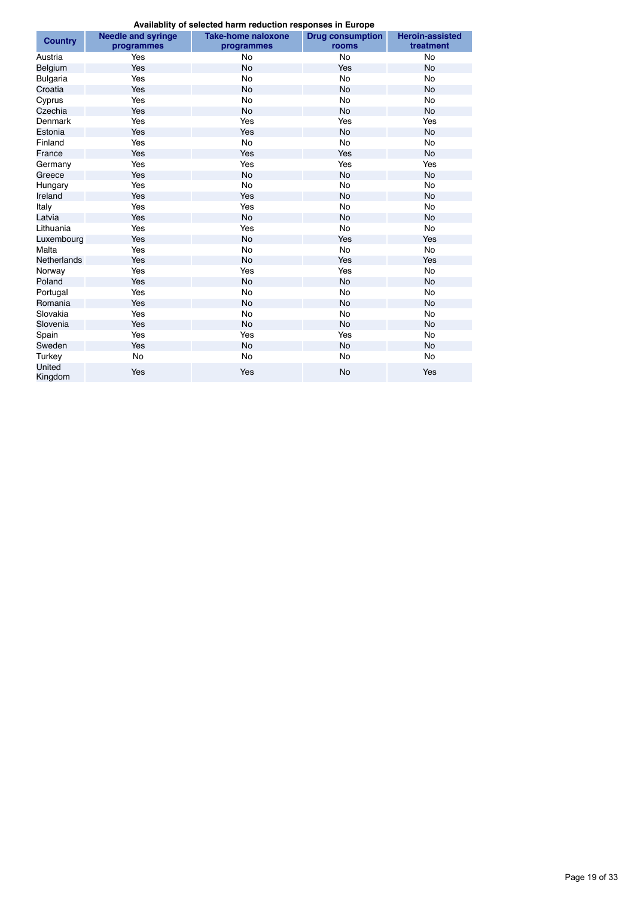**Availablity of selected harm reduction responses in Europe**

| Country | Needle and syringe programmes | Take-home naloxone programmes | Drug consumption rooms | Heroin-assisted treatment |
|---|---|---|---|---|
| Austria | Yes | No | No | No |
| Belgium | Yes | No | Yes | No |
| Bulgaria | Yes | No | No | No |
| Croatia | Yes | No | No | No |
| Cyprus | Yes | No | No | No |
| Czechia | Yes | No | No | No |
| Denmark | Yes | Yes | Yes | Yes |
| Estonia | Yes | Yes | No | No |
| Finland | Yes | No | No | No |
| France | Yes | Yes | Yes | No |
| Germany | Yes | Yes | Yes | Yes |
| Greece | Yes | No | No | No |
| Hungary | Yes | No | No | No |
| Ireland | Yes | Yes | No | No |
| Italy | Yes | Yes | No | No |
| Latvia | Yes | No | No | No |
| Lithuania | Yes | Yes | No | No |
| Luxembourg | Yes | No | Yes | Yes |
| Malta | Yes | No | No | No |
| Netherlands | Yes | No | Yes | Yes |
| Norway | Yes | Yes | Yes | No |
| Poland | Yes | No | No | No |
| Portugal | Yes | No | No | No |
| Romania | Yes | No | No | No |
| Slovakia | Yes | No | No | No |
| Slovenia | Yes | No | No | No |
| Spain | Yes | Yes | Yes | No |
| Sweden | Yes | No | No | No |
| Turkey | No | No | No | No |
| United Kingdom | Yes | Yes | No | Yes |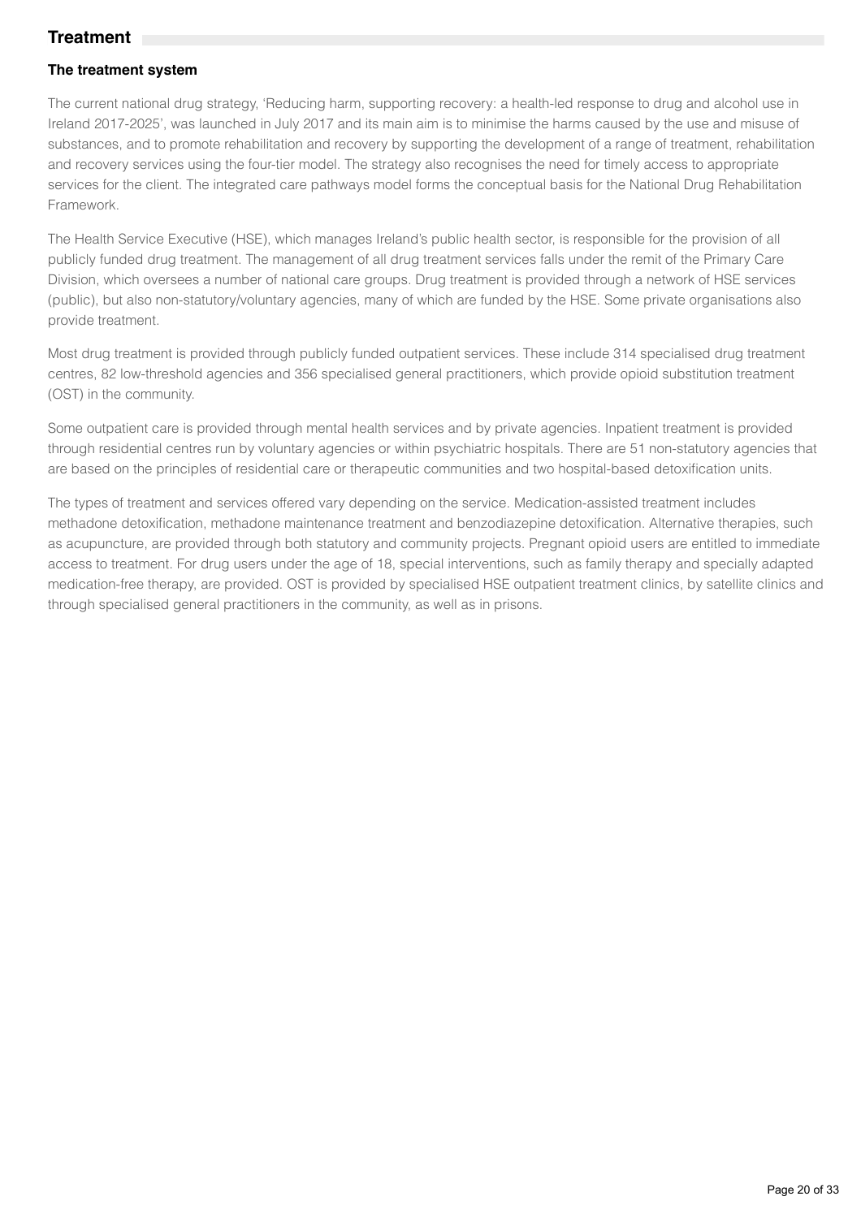## Treatment

### The treatment system

The current national drug strategy, 'Reducing harm, supporting recovery: a health-led response to drug and alcohol use in Ireland 2017-2025', was launched in July 2017 and its main aim is to minimise the harms caused by the use and misuse of substances, and to promote rehabilitation and recovery by supporting the development of a range of treatment, rehabilitation and recovery services using the four-tier model. The strategy also recognises the need for timely access to appropriate services for the client. The integrated care pathways model forms the conceptual basis for the National Drug Rehabilitation Framework.

The Health Service Executive (HSE), which manages Ireland's public health sector, is responsible for the provision of all publicly funded drug treatment. The management of all drug treatment services falls under the remit of the Primary Care Division, which oversees a number of national care groups. Drug treatment is provided through a network of HSE services (public), but also non-statutory/voluntary agencies, many of which are funded by the HSE. Some private organisations also provide treatment.

Most drug treatment is provided through publicly funded outpatient services. These include 314 specialised drug treatment centres, 82 low-threshold agencies and 356 specialised general practitioners, which provide opioid substitution treatment (OST) in the community.

Some outpatient care is provided through mental health services and by private agencies. Inpatient treatment is provided through residential centres run by voluntary agencies or within psychiatric hospitals. There are 51 non-statutory agencies that are based on the principles of residential care or therapeutic communities and two hospital-based detoxification units.

The types of treatment and services offered vary depending on the service. Medication-assisted treatment includes methadone detoxification, methadone maintenance treatment and benzodiazepine detoxification. Alternative therapies, such as acupuncture, are provided through both statutory and community projects. Pregnant opioid users are entitled to immediate access to treatment. For drug users under the age of 18, special interventions, such as family therapy and specially adapted medication-free therapy, are provided. OST is provided by specialised HSE outpatient treatment clinics, by satellite clinics and through specialised general practitioners in the community, as well as in prisons.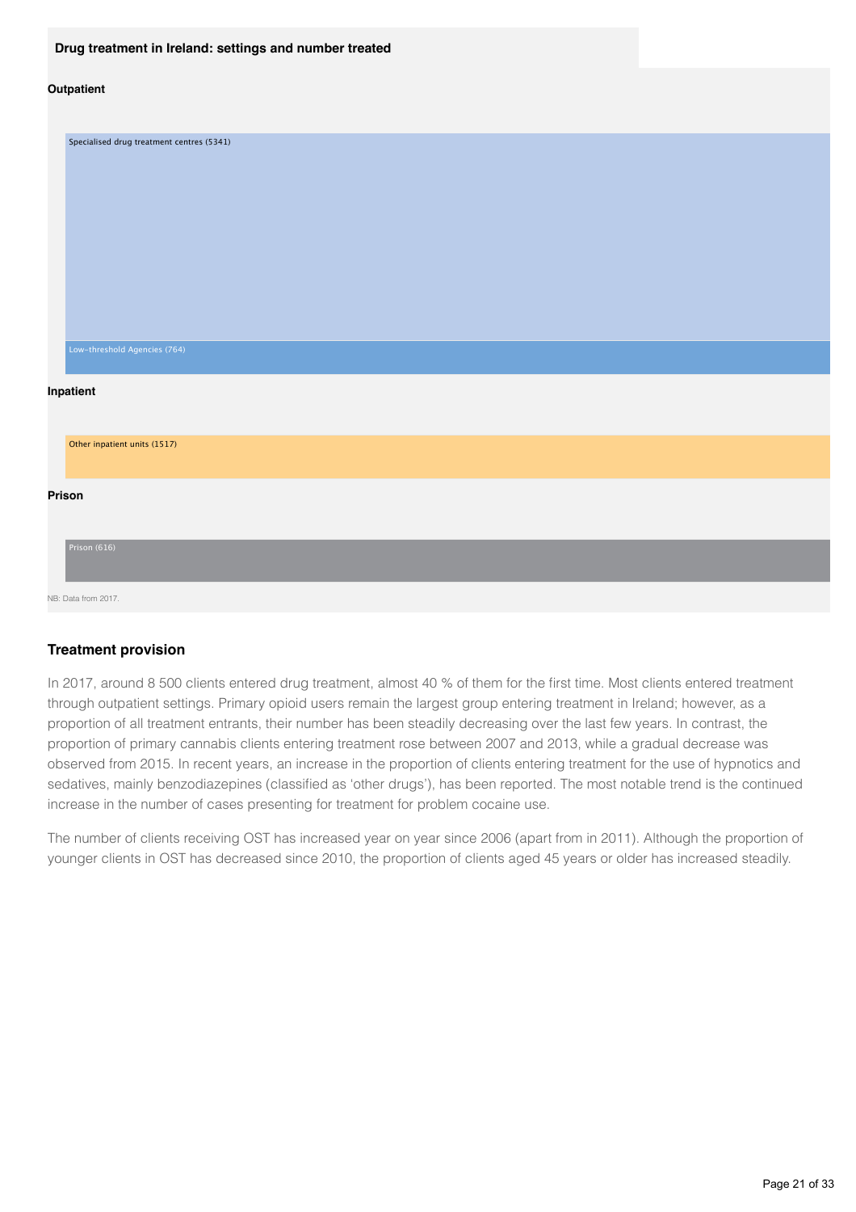**Drug treatment in Ireland: settings and number treated**

**Outpatient**

Specialised drug treatment centres (5341)

Low-threshold Agencies (764)

**Inpatient**

Other inpatient units (1517)

**Prison**

Prison (616)

NB: Data from 2017.

### Treatment provision

In 2017, around 8 500 clients entered drug treatment, almost 40 % of them for the first time. Most clients entered treatment through outpatient settings. Primary opioid users remain the largest group entering treatment in Ireland; however, as a proportion of all treatment entrants, their number has been steadily decreasing over the last few years. In contrast, the proportion of primary cannabis clients entering treatment rose between 2007 and 2013, while a gradual decrease was observed from 2015. In recent years, an increase in the proportion of clients entering treatment for the use of hypnotics and sedatives, mainly benzodiazepines (classified as 'other drugs'), has been reported. The most notable trend is the continued increase in the number of cases presenting for treatment for problem cocaine use.

The number of clients receiving OST has increased year on year since 2006 (apart from in 2011). Although the proportion of younger clients in OST has decreased since 2010, the proportion of clients aged 45 years or older has increased steadily.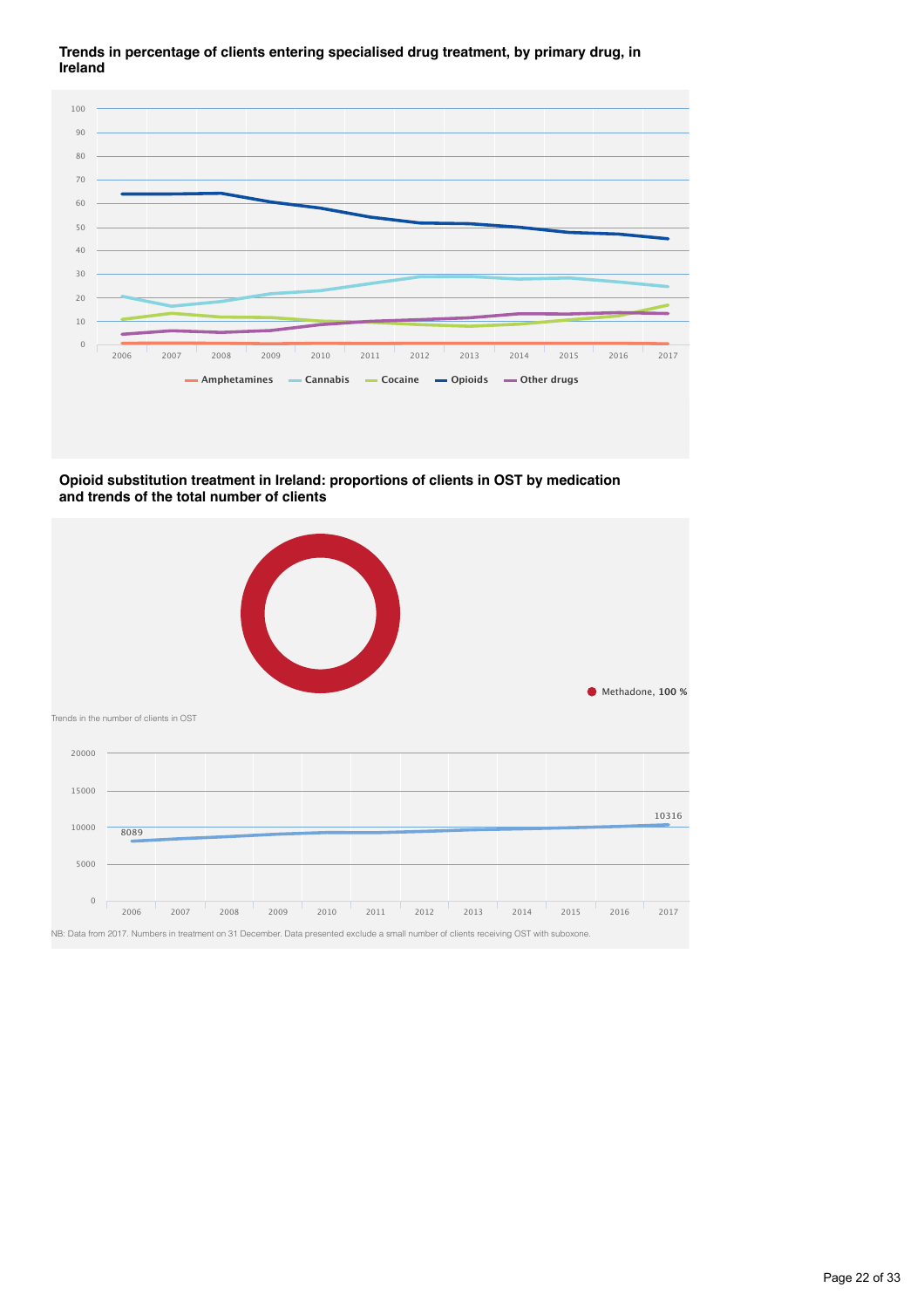**Trends in percentage of clients entering specialised drug treatment, by primary drug, in Ireland**

**Opioid substitution treatment in Ireland: proportions of clients in OST by medication and trends of the total number of clients**

Methadone, **100 %**

Trends in the number of clients in OST

NB: Data from 2017. Numbers in treatment on 31 December. Data presented exclude a small number of clients receiving OST with suboxone.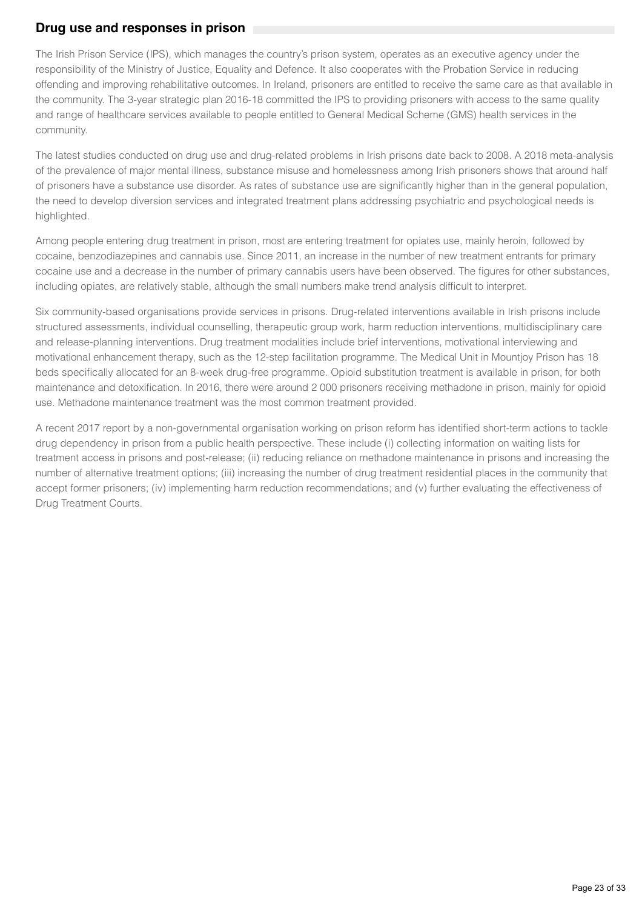## Drug use and responses in prison

The Irish Prison Service (IPS), which manages the country's prison system, operates as an executive agency under the responsibility of the Ministry of Justice, Equality and Defence. It also cooperates with the Probation Service in reducing offending and improving rehabilitative outcomes. In Ireland, prisoners are entitled to receive the same care as that available in the community. The 3-year strategic plan 2016-18 committed the IPS to providing prisoners with access to the same quality and range of healthcare services available to people entitled to General Medical Scheme (GMS) health services in the community.

The latest studies conducted on drug use and drug-related problems in Irish prisons date back to 2008. A 2018 meta-analysis of the prevalence of major mental illness, substance misuse and homelessness among Irish prisoners shows that around half of prisoners have a substance use disorder. As rates of substance use are significantly higher than in the general population, the need to develop diversion services and integrated treatment plans addressing psychiatric and psychological needs is highlighted.

Among people entering drug treatment in prison, most are entering treatment for opiates use, mainly heroin, followed by cocaine, benzodiazepines and cannabis use. Since 2011, an increase in the number of new treatment entrants for primary cocaine use and a decrease in the number of primary cannabis users have been observed. The figures for other substances, including opiates, are relatively stable, although the small numbers make trend analysis difficult to interpret.

Six community-based organisations provide services in prisons. Drug-related interventions available in Irish prisons include structured assessments, individual counselling, therapeutic group work, harm reduction interventions, multidisciplinary care and release-planning interventions. Drug treatment modalities include brief interventions, motivational interviewing and motivational enhancement therapy, such as the 12-step facilitation programme. The Medical Unit in Mountjoy Prison has 18 beds specifically allocated for an 8-week drug-free programme. Opioid substitution treatment is available in prison, for both maintenance and detoxification. In 2016, there were around 2 000 prisoners receiving methadone in prison, mainly for opioid use. Methadone maintenance treatment was the most common treatment provided.

A recent 2017 report by a non-governmental organisation working on prison reform has identified short-term actions to tackle drug dependency in prison from a public health perspective. These include (i) collecting information on waiting lists for treatment access in prisons and post-release; (ii) reducing reliance on methadone maintenance in prisons and increasing the number of alternative treatment options; (iii) increasing the number of drug treatment residential places in the community that accept former prisoners; (iv) implementing harm reduction recommendations; and (v) further evaluating the effectiveness of Drug Treatment Courts.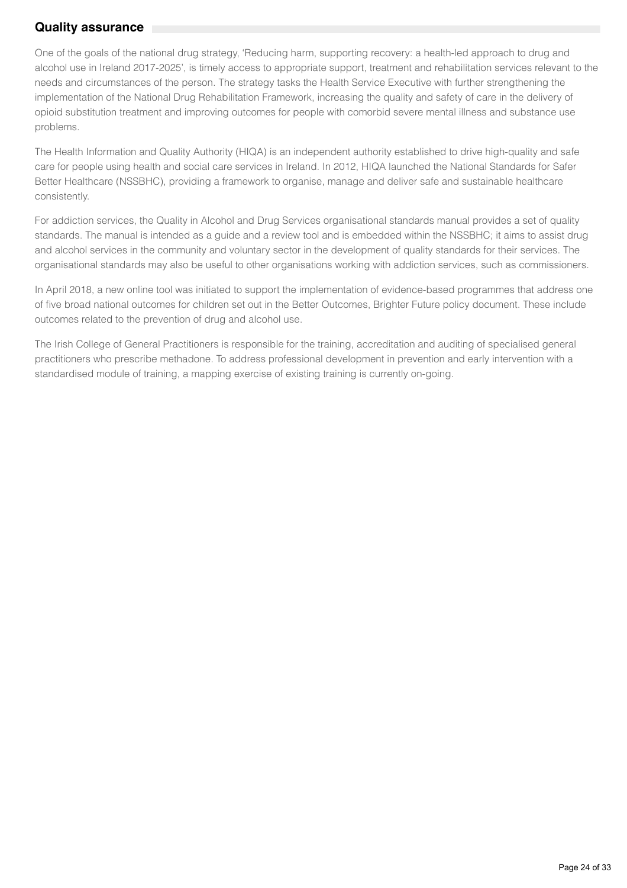## Quality assurance

One of the goals of the national drug strategy, 'Reducing harm, supporting recovery: a health-led approach to drug and alcohol use in Ireland 2017-2025', is timely access to appropriate support, treatment and rehabilitation services relevant to the needs and circumstances of the person. The strategy tasks the Health Service Executive with further strengthening the implementation of the National Drug Rehabilitation Framework, increasing the quality and safety of care in the delivery of opioid substitution treatment and improving outcomes for people with comorbid severe mental illness and substance use problems.

The Health Information and Quality Authority (HIQA) is an independent authority established to drive high-quality and safe care for people using health and social care services in Ireland. In 2012, HIQA launched the National Standards for Safer Better Healthcare (NSSBHC), providing a framework to organise, manage and deliver safe and sustainable healthcare consistently.

For addiction services, the Quality in Alcohol and Drug Services organisational standards manual provides a set of quality standards. The manual is intended as a guide and a review tool and is embedded within the NSSBHC; it aims to assist drug and alcohol services in the community and voluntary sector in the development of quality standards for their services. The organisational standards may also be useful to other organisations working with addiction services, such as commissioners.

In April 2018, a new online tool was initiated to support the implementation of evidence-based programmes that address one of five broad national outcomes for children set out in the Better Outcomes, Brighter Future policy document. These include outcomes related to the prevention of drug and alcohol use.

The Irish College of General Practitioners is responsible for the training, accreditation and auditing of specialised general practitioners who prescribe methadone. To address professional development in prevention and early intervention with a standardised module of training, a mapping exercise of existing training is currently on-going.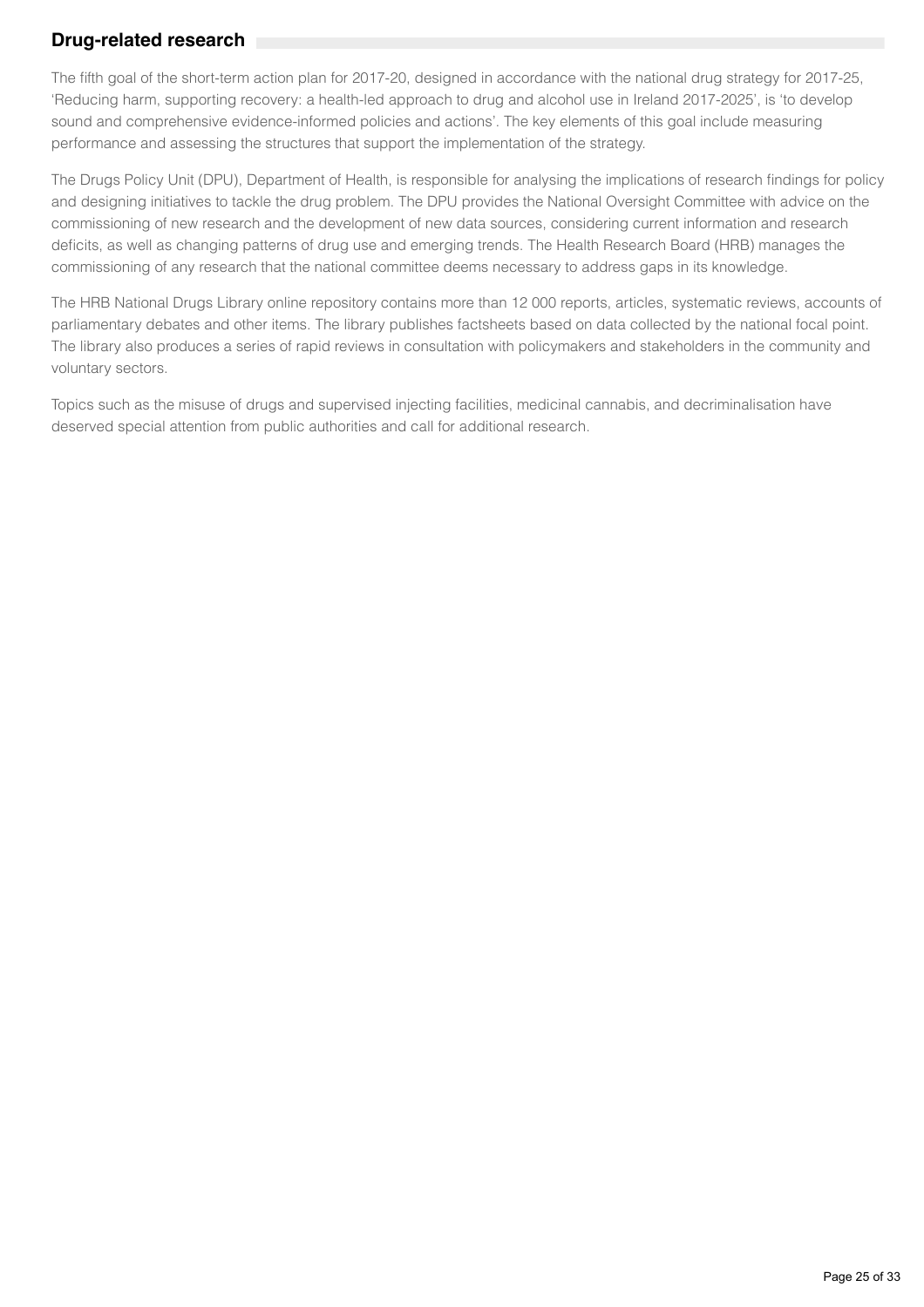## Drug-related research

The fifth goal of the short-term action plan for 2017-20, designed in accordance with the national drug strategy for 2017-25, 'Reducing harm, supporting recovery: a health-led approach to drug and alcohol use in Ireland 2017-2025', is 'to develop sound and comprehensive evidence-informed policies and actions'. The key elements of this goal include measuring performance and assessing the structures that support the implementation of the strategy.

The Drugs Policy Unit (DPU), Department of Health, is responsible for analysing the implications of research findings for policy and designing initiatives to tackle the drug problem. The DPU provides the National Oversight Committee with advice on the commissioning of new research and the development of new data sources, considering current information and research deficits, as well as changing patterns of drug use and emerging trends. The Health Research Board (HRB) manages the commissioning of any research that the national committee deems necessary to address gaps in its knowledge.

The HRB National Drugs Library online repository contains more than 12 000 reports, articles, systematic reviews, accounts of parliamentary debates and other items. The library publishes factsheets based on data collected by the national focal point. The library also produces a series of rapid reviews in consultation with policymakers and stakeholders in the community and voluntary sectors.

Topics such as the misuse of drugs and supervised injecting facilities, medicinal cannabis, and decriminalisation have deserved special attention from public authorities and call for additional research.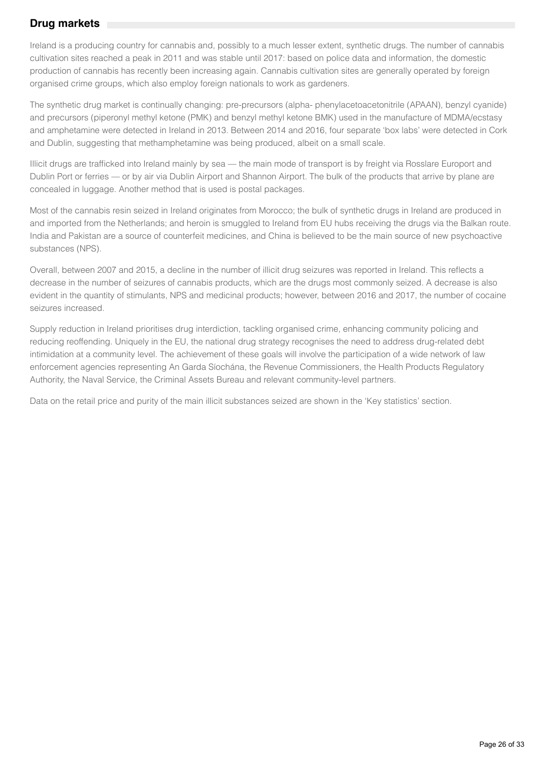## Drug markets

Ireland is a producing country for cannabis and, possibly to a much lesser extent, synthetic drugs. The number of cannabis cultivation sites reached a peak in 2011 and was stable until 2017: based on police data and information, the domestic production of cannabis has recently been increasing again. Cannabis cultivation sites are generally operated by foreign organised crime groups, which also employ foreign nationals to work as gardeners.

The synthetic drug market is continually changing: pre-precursors (alpha- phenylacetoacetonitrile (APAAN), benzyl cyanide) and precursors (piperonyl methyl ketone (PMK) and benzyl methyl ketone BMK) used in the manufacture of MDMA/ecstasy and amphetamine were detected in Ireland in 2013. Between 2014 and 2016, four separate 'box labs' were detected in Cork and Dublin, suggesting that methamphetamine was being produced, albeit on a small scale.

Illicit drugs are trafficked into Ireland mainly by sea — the main mode of transport is by freight via Rosslare Europort and Dublin Port or ferries — or by air via Dublin Airport and Shannon Airport. The bulk of the products that arrive by plane are concealed in luggage. Another method that is used is postal packages.

Most of the cannabis resin seized in Ireland originates from Morocco; the bulk of synthetic drugs in Ireland are produced in and imported from the Netherlands; and heroin is smuggled to Ireland from EU hubs receiving the drugs via the Balkan route. India and Pakistan are a source of counterfeit medicines, and China is believed to be the main source of new psychoactive substances (NPS).

Overall, between 2007 and 2015, a decline in the number of illicit drug seizures was reported in Ireland. This reflects a decrease in the number of seizures of cannabis products, which are the drugs most commonly seized. A decrease is also evident in the quantity of stimulants, NPS and medicinal products; however, between 2016 and 2017, the number of cocaine seizures increased.

Supply reduction in Ireland prioritises drug interdiction, tackling organised crime, enhancing community policing and reducing reoffending. Uniquely in the EU, the national drug strategy recognises the need to address drug-related debt intimidation at a community level. The achievement of these goals will involve the participation of a wide network of law enforcement agencies representing An Garda Síochána, the Revenue Commissioners, the Health Products Regulatory Authority, the Naval Service, the Criminal Assets Bureau and relevant community-level partners.

Data on the retail price and purity of the main illicit substances seized are shown in the 'Key statistics' section.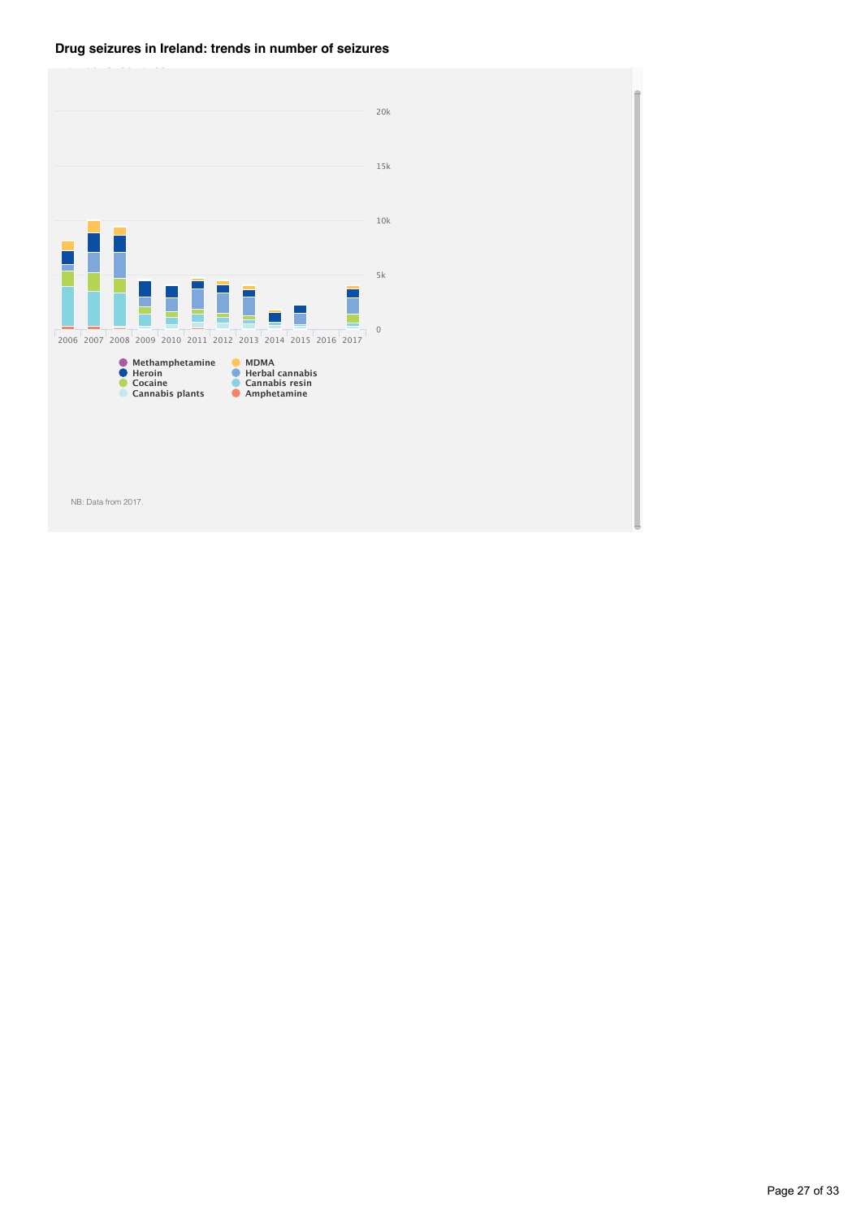**Drug seizures in Ireland: trends in number of seizures**

20k
15k
10k
5k
0

2006 2007 2008 2009 2010 2011 2012 2013 2014 2015 2016 2017

- Methamphetamine
- Heroin
- Cocaine
- Cannabis plants
- MDMA
- Herbal cannabis
- Cannabis resin
- Amphetamine

NB: Data from 2017.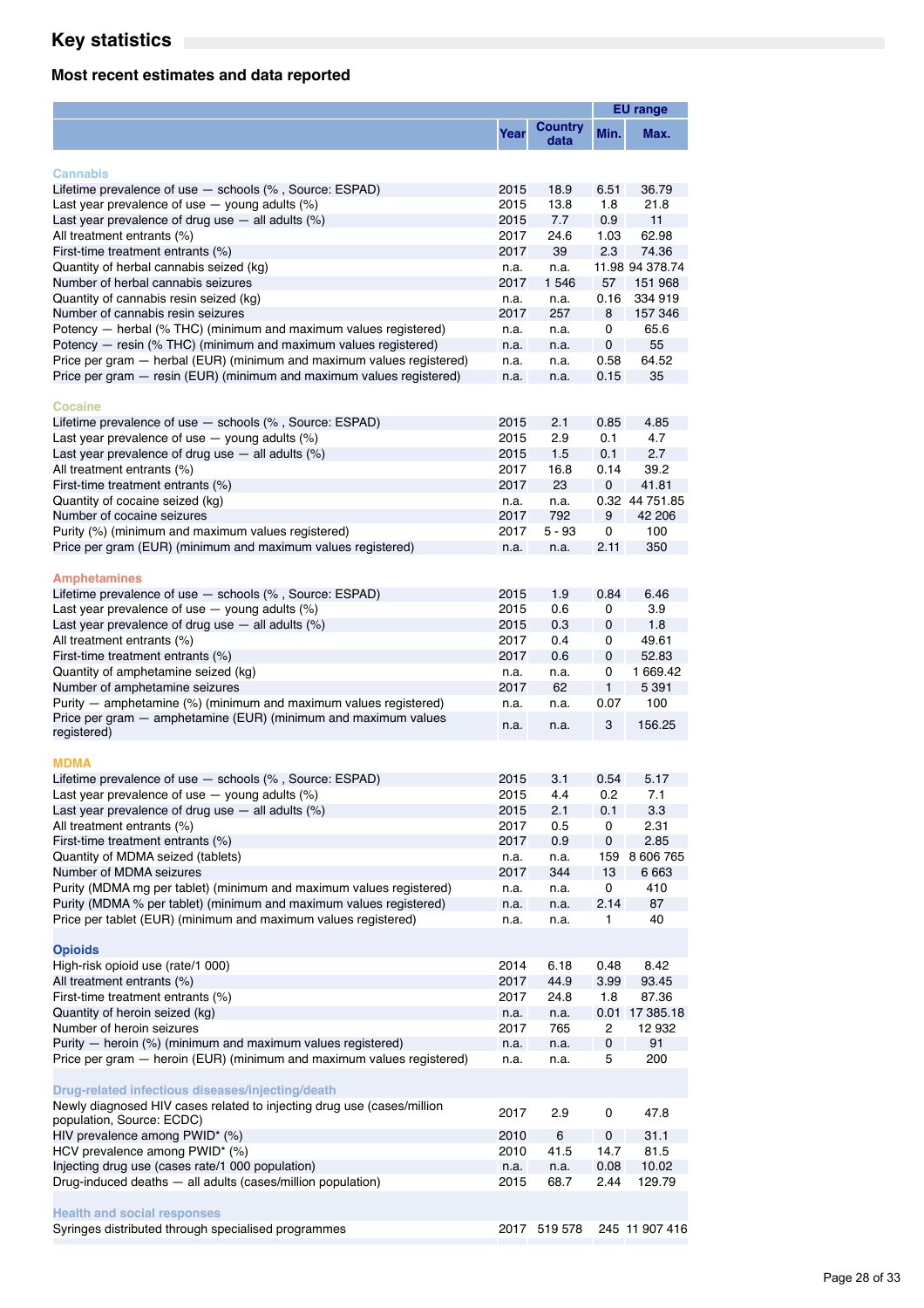## Key statistics

### Most recent estimates and data reported

| | Year | Country data | EU range | |
|---|---|---|---|---|
| | | | Min. | Max. |
| **Cannabis** | | | | |
| Lifetime prevalence of use — schools (% , Source: ESPAD) | 2015 | 18.9 | 6.51 | 36.79 |
| Last year prevalence of use — young adults (%) | 2015 | 13.8 | 1.8 | 21.8 |
| Last year prevalence of drug use — all adults (%) | 2015 | 7.7 | 0.9 | 11 |
| All treatment entrants (%) | 2017 | 24.6 | 1.03 | 62.98 |
| First-time treatment entrants (%) | 2017 | 39 | 2.3 | 74.36 |
| Quantity of herbal cannabis seized (kg) | n.a. | n.a. | 11.98 | 94 378.74 |
| Number of herbal cannabis seizures | 2017 | 1 546 | 57 | 151 968 |
| Quantity of cannabis resin seized (kg) | n.a. | n.a. | 0.16 | 334 919 |
| Number of cannabis resin seizures | 2017 | 257 | 8 | 157 346 |
| Potency — herbal (% THC) (minimum and maximum values registered) | n.a. | n.a. | 0 | 65.6 |
| Potency — resin (% THC) (minimum and maximum values registered) | n.a. | n.a. | 0 | 55 |
| Price per gram — herbal (EUR) (minimum and maximum values registered) | n.a. | n.a. | 0.58 | 64.52 |
| Price per gram — resin (EUR) (minimum and maximum values registered) | n.a. | n.a. | 0.15 | 35 |
| **Cocaine** | | | | |
| Lifetime prevalence of use — schools (% , Source: ESPAD) | 2015 | 2.1 | 0.85 | 4.85 |
| Last year prevalence of use — young adults (%) | 2015 | 2.9 | 0.1 | 4.7 |
| Last year prevalence of drug use — all adults (%) | 2015 | 1.5 | 0.1 | 2.7 |
| All treatment entrants (%) | 2017 | 16.8 | 0.14 | 39.2 |
| First-time treatment entrants (%) | 2017 | 23 | 0 | 41.81 |
| Quantity of cocaine seized (kg) | n.a. | n.a. | 0.32 | 44 751.85 |
| Number of cocaine seizures | 2017 | 792 | 9 | 42 206 |
| Purity (%) (minimum and maximum values registered) | 2017 | 5 - 93 | 0 | 100 |
| Price per gram (EUR) (minimum and maximum values registered) | n.a. | n.a. | 2.11 | 350 |
| **Amphetamines** | | | | |
| Lifetime prevalence of use — schools (% , Source: ESPAD) | 2015 | 1.9 | 0.84 | 6.46 |
| Last year prevalence of use — young adults (%) | 2015 | 0.6 | 0 | 3.9 |
| Last year prevalence of drug use — all adults (%) | 2015 | 0.3 | 0 | 1.8 |
| All treatment entrants (%) | 2017 | 0.4 | 0 | 49.61 |
| First-time treatment entrants (%) | 2017 | 0.6 | 0 | 52.83 |
| Quantity of amphetamine seized (kg) | n.a. | n.a. | 0 | 1 669.42 |
| Number of amphetamine seizures | 2017 | 62 | 1 | 5 391 |
| Purity — amphetamine (%) (minimum and maximum values registered) | n.a. | n.a. | 0.07 | 100 |
| Price per gram — amphetamine (EUR) (minimum and maximum values registered) | n.a. | n.a. | 3 | 156.25 |
| **MDMA** | | | | |
| Lifetime prevalence of use — schools (% , Source: ESPAD) | 2015 | 3.1 | 0.54 | 5.17 |
| Last year prevalence of use — young adults (%) | 2015 | 4.4 | 0.2 | 7.1 |
| Last year prevalence of drug use — all adults (%) | 2015 | 2.1 | 0.1 | 3.3 |
| All treatment entrants (%) | 2017 | 0.5 | 0 | 2.31 |
| First-time treatment entrants (%) | 2017 | 0.9 | 0 | 2.85 |
| Quantity of MDMA seized (tablets) | n.a. | n.a. | 159 | 8 606 765 |
| Number of MDMA seizures | 2017 | 344 | 13 | 6 663 |
| Purity (MDMA mg per tablet) (minimum and maximum values registered) | n.a. | n.a. | 0 | 410 |
| Purity (MDMA % per tablet) (minimum and maximum values registered) | n.a. | n.a. | 2.14 | 87 |
| Price per tablet (EUR) (minimum and maximum values registered) | n.a. | n.a. | 1 | 40 |
| **Opioids** | | | | |
| High-risk opioid use (rate/1 000) | 2014 | 6.18 | 0.48 | 8.42 |
| All treatment entrants (%) | 2017 | 44.9 | 3.99 | 93.45 |
| First-time treatment entrants (%) | 2017 | 24.8 | 1.8 | 87.36 |
| Quantity of heroin seized (kg) | n.a. | n.a. | 0.01 | 17 385.18 |
| Number of heroin seizures | 2017 | 765 | 2 | 12 932 |
| Purity — heroin (%) (minimum and maximum values registered) | n.a. | n.a. | 0 | 91 |
| Price per gram — heroin (EUR) (minimum and maximum values registered) | n.a. | n.a. | 5 | 200 |
| **Drug-related infectious diseases/injecting/death** | | | | |
| Newly diagnosed HIV cases related to injecting drug use (cases/million population, Source: ECDC) | 2017 | 2.9 | 0 | 47.8 |
| HIV prevalence among PWID* (%) | 2010 | 6 | 0 | 31.1 |
| HCV prevalence among PWID* (%) | 2010 | 41.5 | 14.7 | 81.5 |
| Injecting drug use (cases rate/1 000 population) | n.a. | n.a. | 0.08 | 10.02 |
| Drug-induced deaths — all adults (cases/million population) | 2015 | 68.7 | 2.44 | 129.79 |
| **Health and social responses** | | | | |
| Syringes distributed through specialised programmes | 2017 | 519 578 | 245 | 11 907 416 |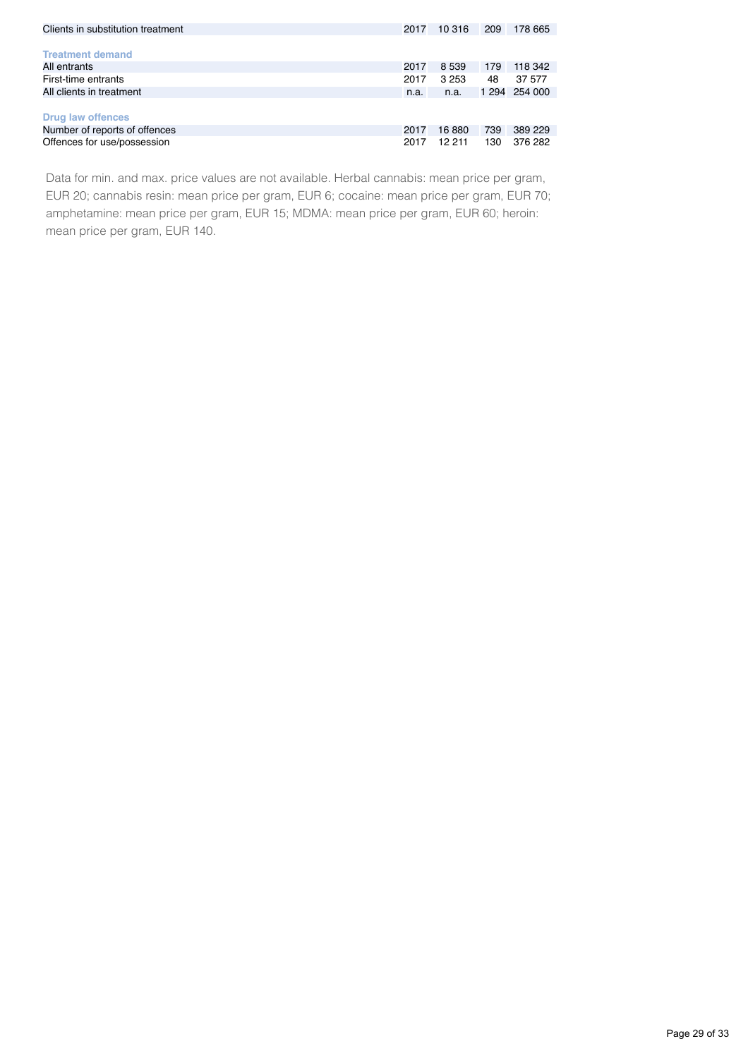| | | | | |
|---|---|---|---|---|
| Clients in substitution treatment | 2017 | 10 316 | 209 | 178 665 |
| **Treatment demand** | | | | |
| All entrants | 2017 | 8 539 | 179 | 118 342 |
| First-time entrants | 2017 | 3 253 | 48 | 37 577 |
| All clients in treatment | n.a. | n.a. | 1 294 | 254 000 |
| **Drug law offences** | | | | |
| Number of reports of offences | 2017 | 16 880 | 739 | 389 229 |
| Offences for use/possession | 2017 | 12 211 | 130 | 376 282 |

Data for min. and max. price values are not available. Herbal cannabis: mean price per gram, EUR 20; cannabis resin: mean price per gram, EUR 6; cocaine: mean price per gram, EUR 70; amphetamine: mean price per gram, EUR 15; MDMA: mean price per gram, EUR 60; heroin: mean price per gram, EUR 140.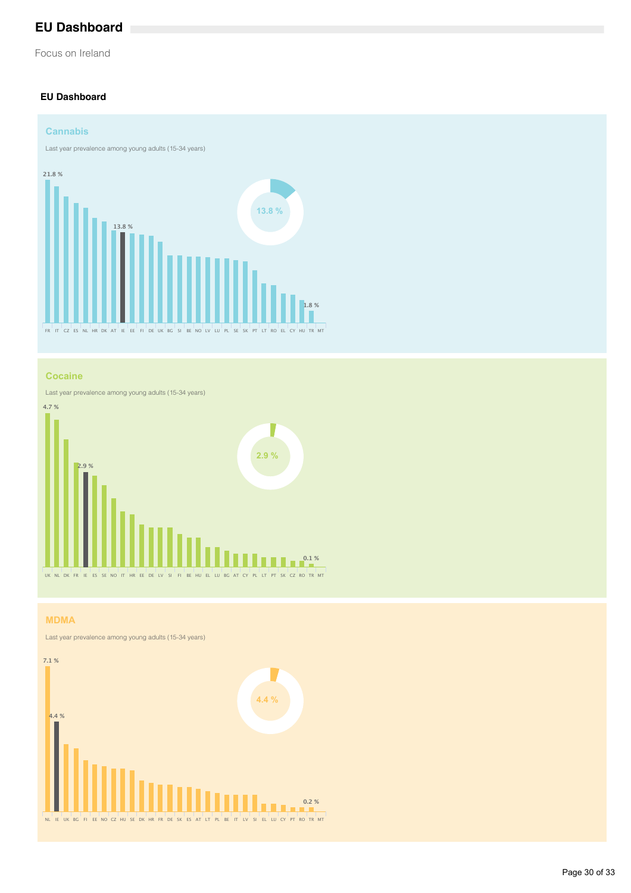# EU Dashboard

Focus on Ireland

## EU Dashboard

### Cannabis

Last year prevalence among young adults (15-34 years)

21.8 %

13.8 %

1.8 %

13.8 %

FR IT CZ ES NL HR DK AT IE EE FI DE UK BG SI BE NO LV LU PL SE SK PT LT RO EL CY HU TR MT

### Cocaine

Last year prevalence among young adults (15-34 years)

4.7 %

2.9 %

0.1 %

2.9 %

UK NL DK FR IE ES SE NO IT HR EE DE LV SI FI BE HU EL LU BG AT CY PL LT PT SK CZ RO TR MT

### MDMA

Last year prevalence among young adults (15-34 years)

7.1 %

4.4 %

0.2 %

4.4 %

NL IE UK BG FI EE NO CZ HU SE DK HR FR DE SK ES AT LT PL BE IT LV SI EL LU CY PT RO TR MT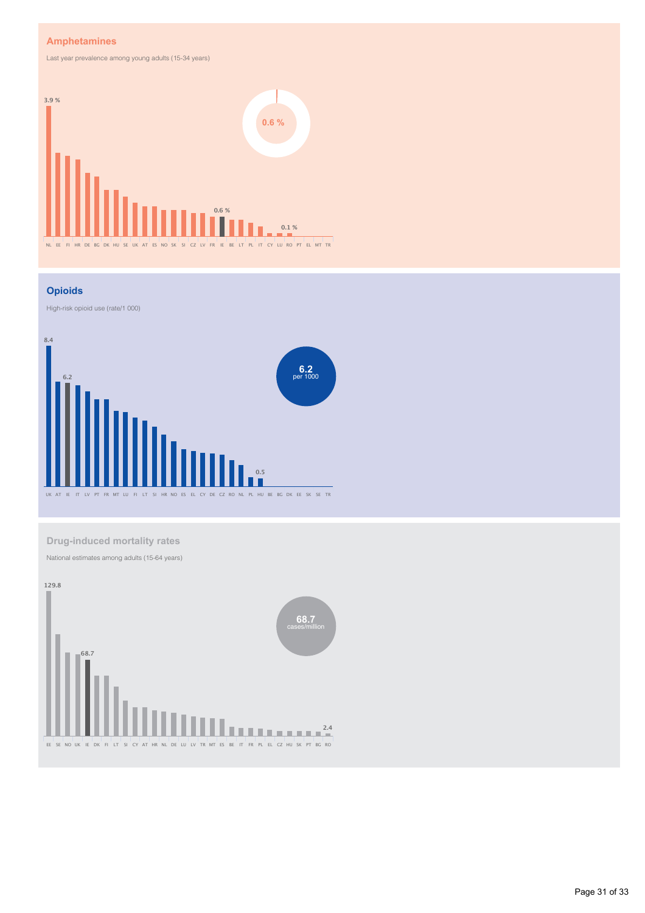## Amphetamines

Last year prevalence among young adults (15-34 years)

3.9 %

0.6 %

0.6 %

0.1 %

NL EE FI HR DE BG DK HU SE UK AT ES NO SK SI CZ LV FR IE BE LT PL IT CY LU RO PT EL MT TR

## Opioids

High-risk opioid use (rate/1 000)

8.4

6.2

6.2 per 1000

0.5

UK AT IE IT LV PT FR MT LU FI LT SI HR NO ES EL CY DE CZ RO NL PL HU BE BG DK EE SK SE TR

## Drug-induced mortality rates

National estimates among adults (15-64 years)

129.8

68.7

68.7 cases/million

2.4

EE SE NO UK IE DK FI LT SI CY AT HR NL DE LU LV TR MT ES BE IT FR PL EL CZ HU SK PT BG RO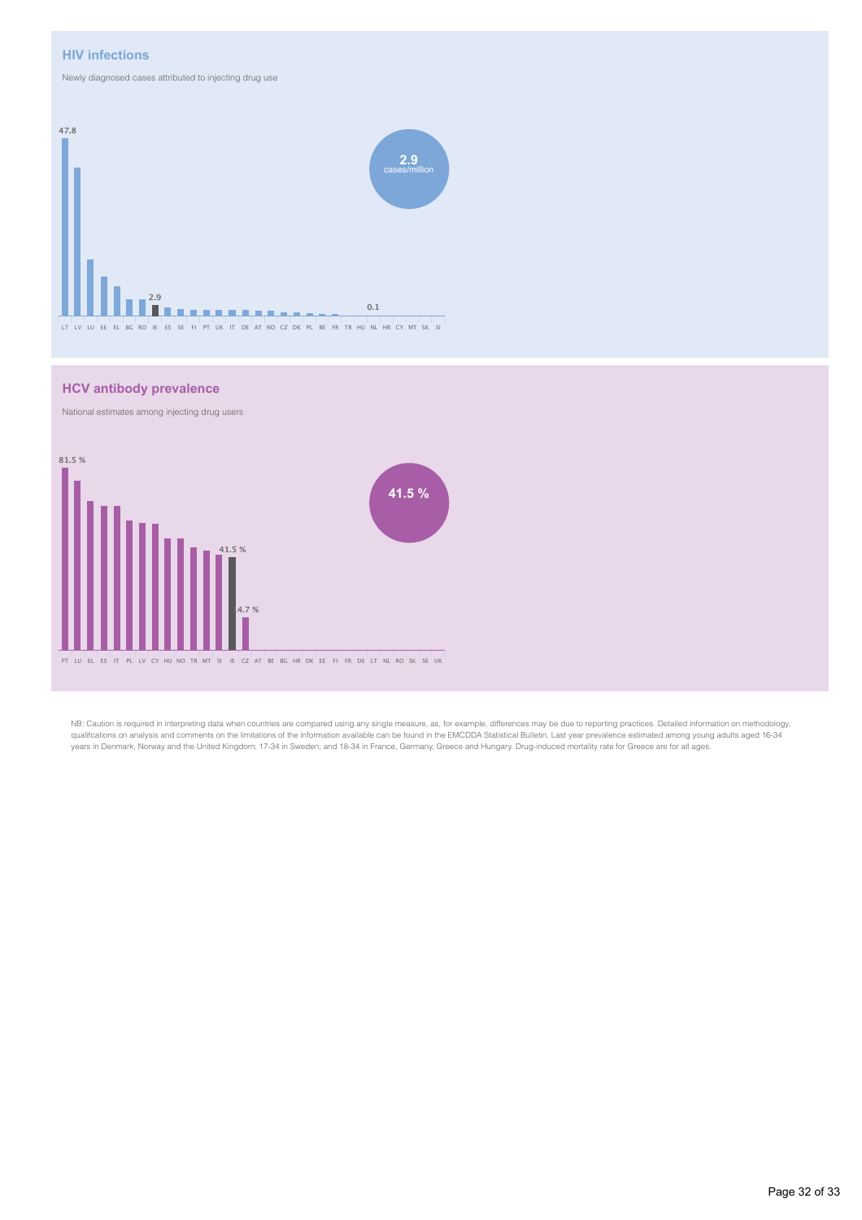## HIV infections

Newly diagnosed cases attributed to injecting drug use

47.8

2.9 cases/million

2.9

0.1

LT LV LU EE EL BG RO IE ES SE FI PT UK IT DE AT NO CZ DK PL BE FR TR HU NL HR CY MT SK SI

## HCV antibody prevalence

National estimates among injecting drug users

81.5 %

41.5 %

41.5 %

4.7 %

PT LU EL ES IT PL LV CY HU NO TR MT SI IE CZ AT BE BG HR DK EE FI FR DE LT NL RO SK SE UK

NB: Caution is required in interpreting data when countries are compared using any single measure, as, for example, differences may be due to reporting practices. Detailed information on methodology, qualifcations on analysis and comments on the limitations of the information available can be found in the EMCDDA Statistical Bulletin. Last year prevalence estimated among young adults aged 16-34 years in Denmark, Norway and the United Kingdom; 17-34 in Sweden; and 18-34 in France, Germany, Greece and Hungary. Drug-induced mortality rate for Greece are for all ages.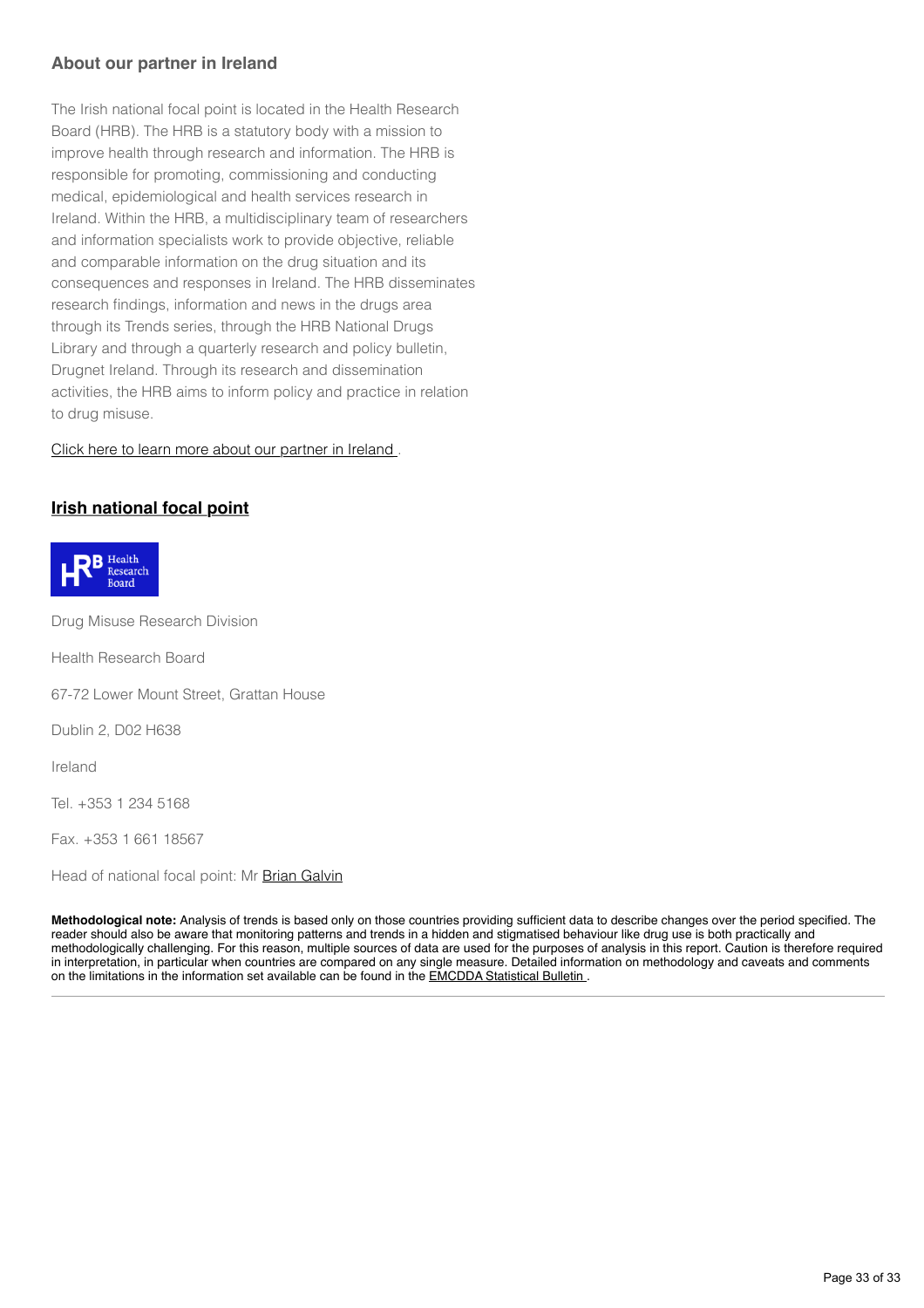### About our partner in Ireland

The Irish national focal point is located in the Health Research Board (HRB). The HRB is a statutory body with a mission to improve health through research and information. The HRB is responsible for promoting, commissioning and conducting medical, epidemiological and health services research in Ireland. Within the HRB, a multidisciplinary team of researchers and information specialists work to provide objective, reliable and comparable information on the drug situation and its consequences and responses in Ireland. The HRB disseminates research findings, information and news in the drugs area through its Trends series, through the HRB National Drugs Library and through a quarterly research and policy bulletin, Drugnet Ireland. Through its research and dissemination activities, the HRB aims to inform policy and practice in relation to drug misuse.

Click here to learn more about our partner in Ireland .

### Irish national focal point

Drug Misuse Research Division

Health Research Board

67-72 Lower Mount Street, Grattan House

Dublin 2, D02 H638

Ireland

Tel. +353 1 234 5168

Fax. +353 1 661 18567

Head of national focal point: Mr Brian Galvin

**Methodological note:** Analysis of trends is based only on those countries providing sufficient data to describe changes over the period specified. The reader should also be aware that monitoring patterns and trends in a hidden and stigmatised behaviour like drug use is both practically and methodologically challenging. For this reason, multiple sources of data are used for the purposes of analysis in this report. Caution is therefore required in interpretation, in particular when countries are compared on any single measure. Detailed information on methodology and caveats and comments on the limitations in the information set available can be found in the EMCDDA Statistical Bulletin .